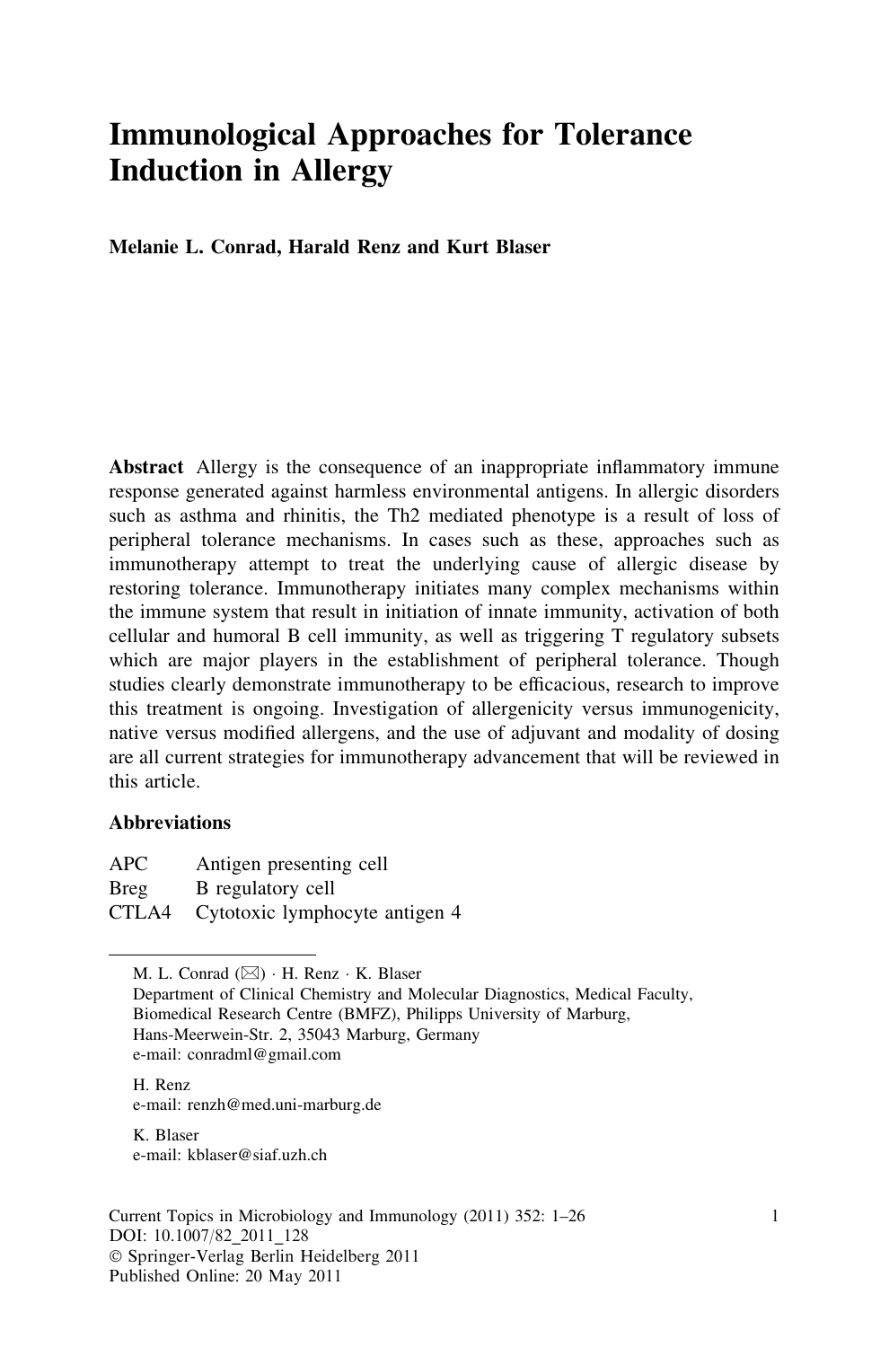# Immunological Approaches for Tolerance Induction in Allergy

**Melanie L. Conrad, Harald Renz and Kurt Blaser**

**Abstract** Allergy is the consequence of an inappropriate inflammatory immune response generated against harmless environmental antigens. In allergic disorders such as asthma and rhinitis, the Th2 mediated phenotype is a result of loss of peripheral tolerance mechanisms. In cases such as these, approaches such as immunotherapy attempt to treat the underlying cause of allergic disease by restoring tolerance. Immunotherapy initiates many complex mechanisms within the immune system that result in initiation of innate immunity, activation of both cellular and humoral B cell immunity, as well as triggering T regulatory subsets which are major players in the establishment of peripheral tolerance. Though studies clearly demonstrate immunotherapy to be efficacious, research to improve this treatment is ongoing. Investigation of allergenicity versus immunogenicity, native versus modified allergens, and the use of adjuvant and modality of dosing are all current strategies for immunotherapy advancement that will be reviewed in this article.

**Abbreviations**

| | |
|---|---|
| APC | Antigen presenting cell |
| Breg | B regulatory cell |
| CTLA4 | Cytotoxic lymphocyte antigen 4 |

---

M. L. Conrad (✉) · H. Renz · K. Blaser
Department of Clinical Chemistry and Molecular Diagnostics, Medical Faculty, Biomedical Research Centre (BMFZ), Philipps University of Marburg, Hans-Meerwein-Str. 2, 35043 Marburg, Germany
e-mail: conradml@gmail.com

H. Renz
e-mail: renzh@med.uni-marburg.de

K. Blaser
e-mail: kblaser@siaf.uzh.ch

Current Topics in Microbiology and Immunology (2011) 352: 1–26
DOI: 10.1007/82_2011_128
© Springer-Verlag Berlin Heidelberg 2011
Published Online: 20 May 2011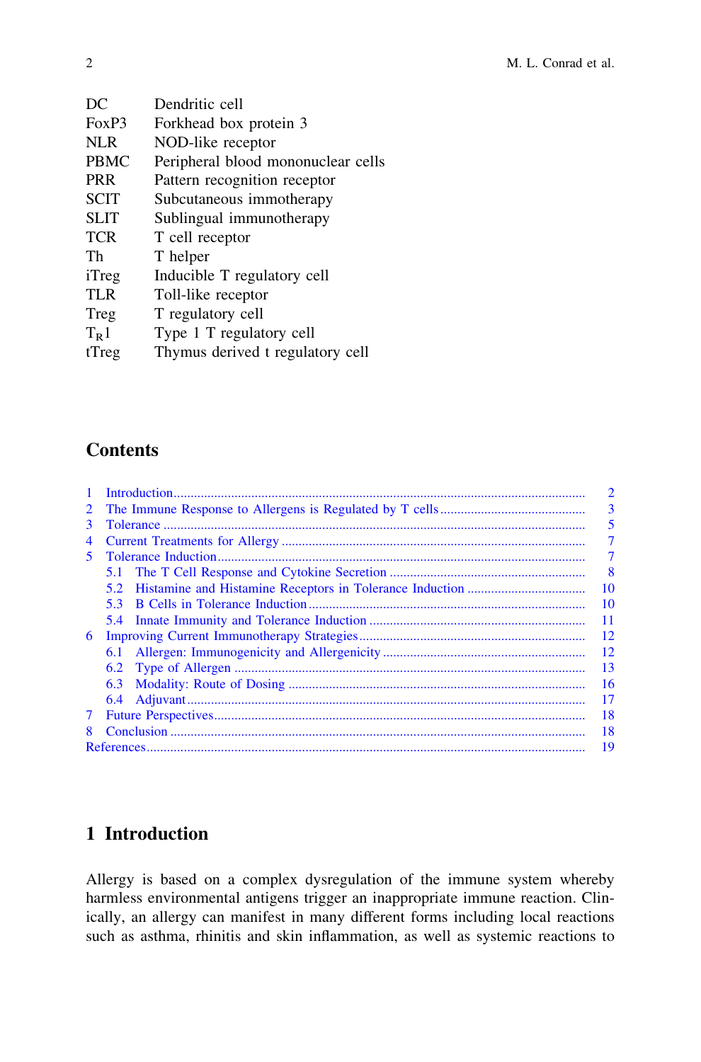| | |
|---|---|
| DC | Dendritic cell |
| FoxP3 | Forkhead box protein 3 |
| NLR | NOD-like receptor |
| PBMC | Peripheral blood mononuclear cells |
| PRR | Pattern recognition receptor |
| SCIT | Subcutaneous immotherapy |
| SLIT | Sublingual immunotherapy |
| TCR | T cell receptor |
| Th | T helper |
| iTreg | Inducible T regulatory cell |
| TLR | Toll-like receptor |
| Treg | T regulatory cell |
| $T_R1$ | Type 1 T regulatory cell |
| tTreg | Thymus derived t regulatory cell |

## Contents

1 Introduction .... 2
2 The Immune Response to Allergens is Regulated by T cells .... 3
3 Tolerance .... 5
4 Current Treatments for Allergy .... 7
5 Tolerance Induction .... 7
  5.1 The T Cell Response and Cytokine Secretion .... 8
  5.2 Histamine and Histamine Receptors in Tolerance Induction .... 10
  5.3 B Cells in Tolerance Induction .... 10
  5.4 Innate Immunity and Tolerance Induction .... 11
6 Improving Current Immunotherapy Strategies .... 12
  6.1 Allergen: Immunogenicity and Allergenicity .... 12
  6.2 Type of Allergen .... 13
  6.3 Modality: Route of Dosing .... 16
  6.4 Adjuvant .... 17
7 Future Perspectives .... 18
8 Conclusion .... 18
References .... 19

## 1 Introduction

Allergy is based on a complex dysregulation of the immune system whereby harmless environmental antigens trigger an inappropriate immune reaction. Clinically, an allergy can manifest in many different forms including local reactions such as asthma, rhinitis and skin inflammation, as well as systemic reactions to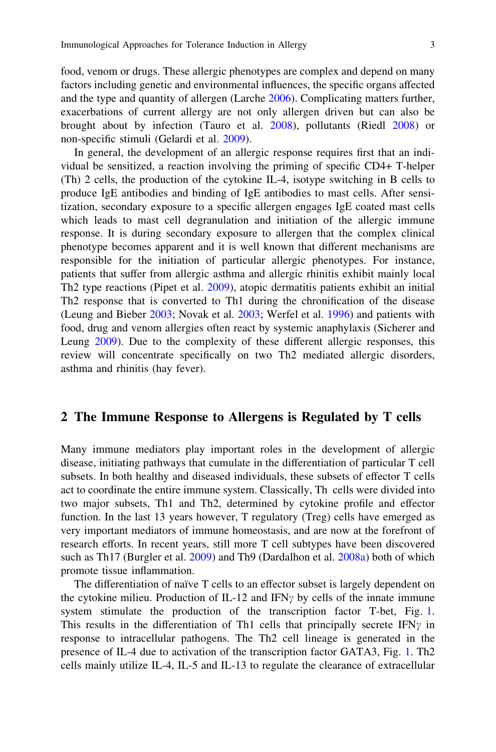food, venom or drugs. These allergic phenotypes are complex and depend on many factors including genetic and environmental influences, the specific organs affected and the type and quantity of allergen (Larche 2006). Complicating matters further, exacerbations of current allergy are not only allergen driven but can also be brought about by infection (Tauro et al. 2008), pollutants (Riedl 2008) or non-specific stimuli (Gelardi et al. 2009).

In general, the development of an allergic response requires first that an individual be sensitized, a reaction involving the priming of specific CD4+ T-helper (Th) 2 cells, the production of the cytokine IL-4, isotype switching in B cells to produce IgE antibodies and binding of IgE antibodies to mast cells. After sensitization, secondary exposure to a specific allergen engages IgE coated mast cells which leads to mast cell degranulation and initiation of the allergic immune response. It is during secondary exposure to allergen that the complex clinical phenotype becomes apparent and it is well known that different mechanisms are responsible for the initiation of particular allergic phenotypes. For instance, patients that suffer from allergic asthma and allergic rhinitis exhibit mainly local Th2 type reactions (Pipet et al. 2009), atopic dermatitis patients exhibit an initial Th2 response that is converted to Th1 during the chronification of the disease (Leung and Bieber 2003; Novak et al. 2003; Werfel et al. 1996) and patients with food, drug and venom allergies often react by systemic anaphylaxis (Sicherer and Leung 2009). Due to the complexity of these different allergic responses, this review will concentrate specifically on two Th2 mediated allergic disorders, asthma and rhinitis (hay fever).

## 2 The Immune Response to Allergens is Regulated by T cells

Many immune mediators play important roles in the development of allergic disease, initiating pathways that cumulate in the differentiation of particular T cell subsets. In both healthy and diseased individuals, these subsets of effector T cells act to coordinate the entire immune system. Classically, Th cells were divided into two major subsets, Th1 and Th2, determined by cytokine profile and effector function. In the last 13 years however, T regulatory (Treg) cells have emerged as very important mediators of immune homeostasis, and are now at the forefront of research efforts. In recent years, still more T cell subtypes have been discovered such as Th17 (Burgler et al. 2009) and Th9 (Dardalhon et al. 2008a) both of which promote tissue inflammation.

The differentiation of naïve T cells to an effector subset is largely dependent on the cytokine milieu. Production of IL-12 and IFN$\gamma$ by cells of the innate immune system stimulate the production of the transcription factor T-bet, Fig. 1. This results in the differentiation of Th1 cells that principally secrete IFN$\gamma$ in response to intracellular pathogens. The Th2 cell lineage is generated in the presence of IL-4 due to activation of the transcription factor GATA3, Fig. 1. Th2 cells mainly utilize IL-4, IL-5 and IL-13 to regulate the clearance of extracellular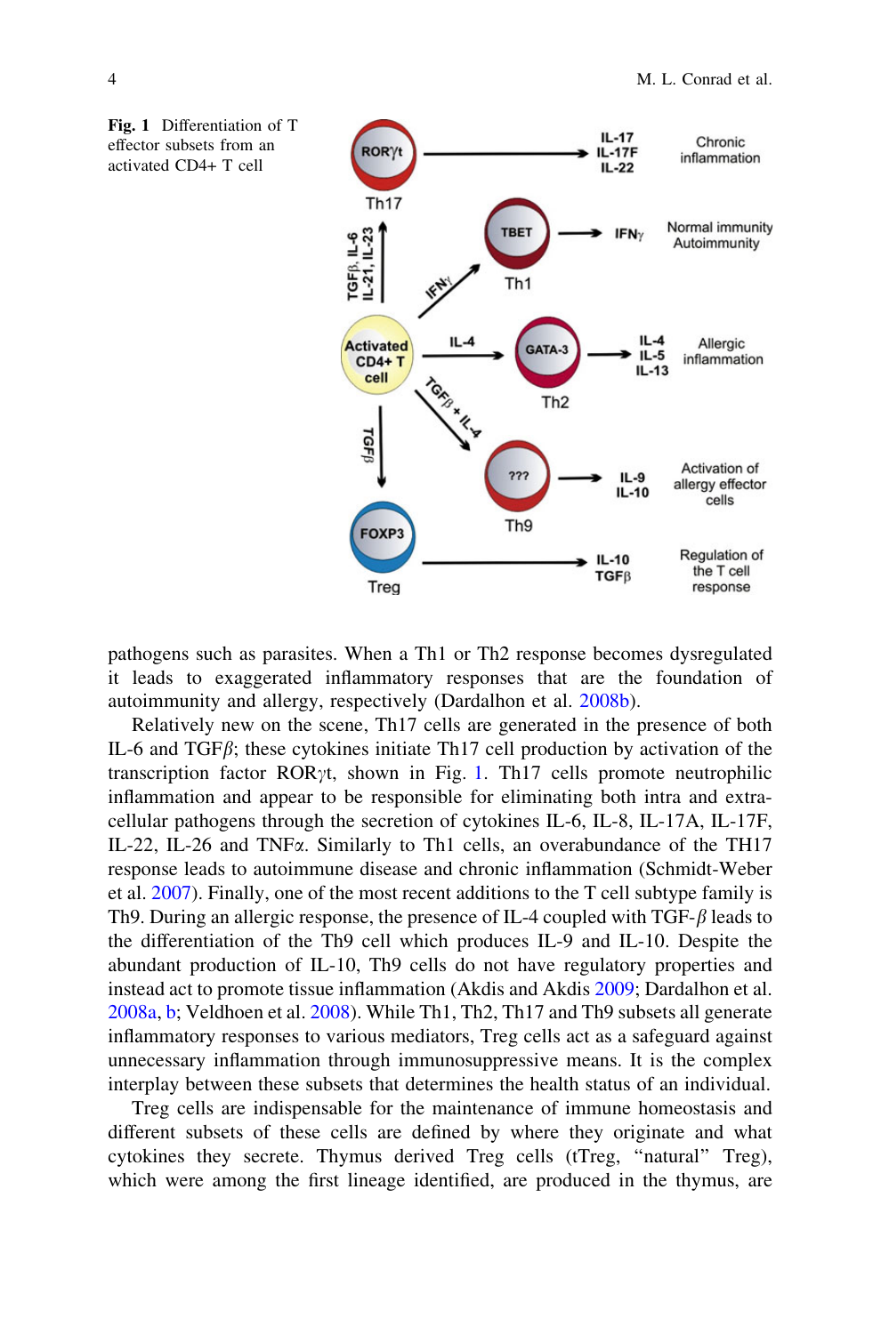**Fig. 1** Differentiation of T effector subsets from an activated CD4+ T cell

pathogens such as parasites. When a Th1 or Th2 response becomes dysregulated it leads to exaggerated inflammatory responses that are the foundation of autoimmunity and allergy, respectively (Dardalhon et al. 2008b).

Relatively new on the scene, Th17 cells are generated in the presence of both IL-6 and TGF$\beta$; these cytokines initiate Th17 cell production by activation of the transcription factor ROR$\gamma$t, shown in Fig. 1. Th17 cells promote neutrophilic inflammation and appear to be responsible for eliminating both intra and extra-cellular pathogens through the secretion of cytokines IL-6, IL-8, IL-17A, IL-17F, IL-22, IL-26 and TNF$\alpha$. Similarly to Th1 cells, an overabundance of the TH17 response leads to autoimmune disease and chronic inflammation (Schmidt-Weber et al. 2007). Finally, one of the most recent additions to the T cell subtype family is Th9. During an allergic response, the presence of IL-4 coupled with TGF-$\beta$ leads to the differentiation of the Th9 cell which produces IL-9 and IL-10. Despite the abundant production of IL-10, Th9 cells do not have regulatory properties and instead act to promote tissue inflammation (Akdis and Akdis 2009; Dardalhon et al. 2008a, b; Veldhoen et al. 2008). While Th1, Th2, Th17 and Th9 subsets all generate inflammatory responses to various mediators, Treg cells act as a safeguard against unnecessary inflammation through immunosuppressive means. It is the complex interplay between these subsets that determines the health status of an individual.

Treg cells are indispensable for the maintenance of immune homeostasis and different subsets of these cells are defined by where they originate and what cytokines they secrete. Thymus derived Treg cells (tTreg, "natural" Treg), which were among the first lineage identified, are produced in the thymus, are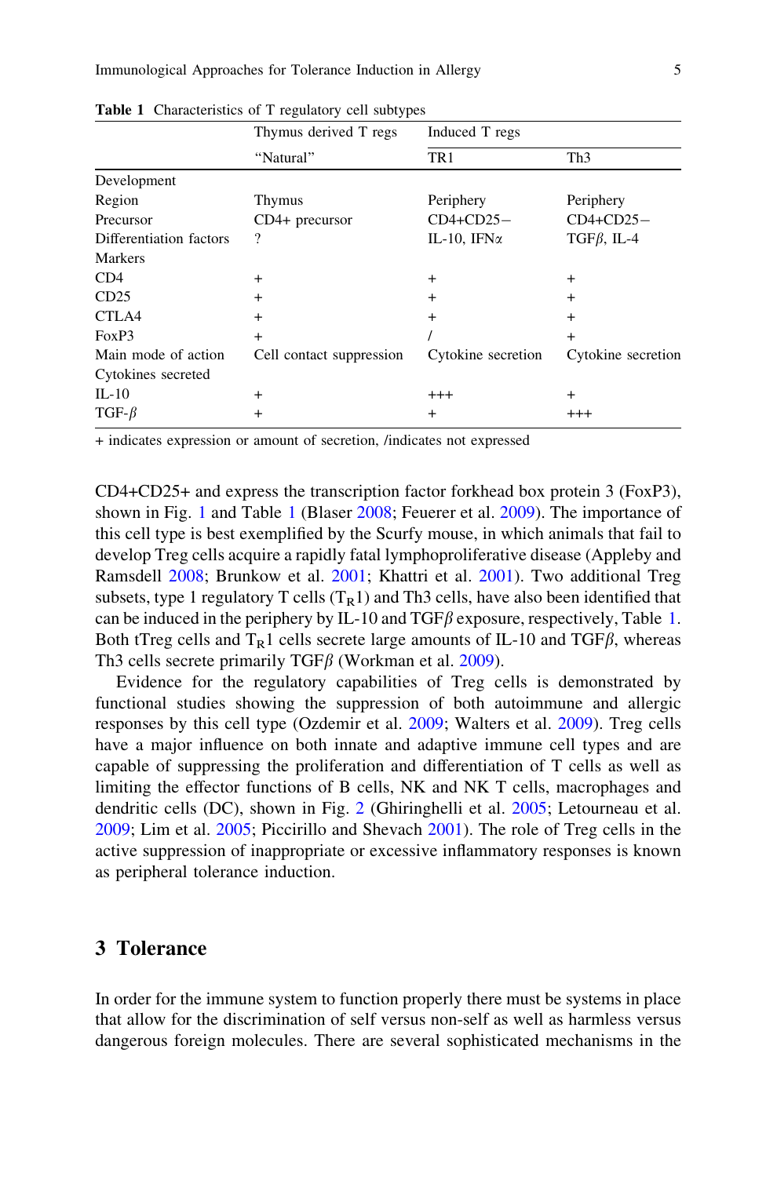**Table 1** Characteristics of T regulatory cell subtypes

| | Thymus derived T regs | Induced T regs | |
|---|---|---|---|
| | "Natural" | TR1 | Th3 |
| Development | | | |
| Region | Thymus | Periphery | Periphery |
| Precursor | CD4+ precursor | CD4+CD25− | CD4+CD25− |
| Differentiation factors | ? | IL-10, IFN$\alpha$ | TGF$\beta$, IL-4 |
| Markers | | | |
| CD4 | + | + | + |
| CD25 | + | + | + |
| CTLA4 | + | + | + |
| FoxP3 | + | / | + |
| Main mode of action | Cell contact suppression | Cytokine secretion | Cytokine secretion |
| Cytokines secreted | | | |
| IL-10 | + | +++ | + |
| TGF-$\beta$ | + | + | +++ |

+ indicates expression or amount of secretion, /indicates not expressed

CD4+CD25+ and express the transcription factor forkhead box protein 3 (FoxP3), shown in Fig. 1 and Table 1 (Blaser 2008; Feuerer et al. 2009). The importance of this cell type is best exemplified by the Scurfy mouse, in which animals that fail to develop Treg cells acquire a rapidly fatal lymphoproliferative disease (Appleby and Ramsdell 2008; Brunkow et al. 2001; Khattri et al. 2001). Two additional Treg subsets, type 1 regulatory T cells ($T_R1$) and Th3 cells, have also been identified that can be induced in the periphery by IL-10 and TGF$\beta$ exposure, respectively, Table 1. Both tTreg cells and $T_R1$ cells secrete large amounts of IL-10 and TGF$\beta$, whereas Th3 cells secrete primarily TGF$\beta$ (Workman et al. 2009).

Evidence for the regulatory capabilities of Treg cells is demonstrated by functional studies showing the suppression of both autoimmune and allergic responses by this cell type (Ozdemir et al. 2009; Walters et al. 2009). Treg cells have a major influence on both innate and adaptive immune cell types and are capable of suppressing the proliferation and differentiation of T cells as well as limiting the effector functions of B cells, NK and NK T cells, macrophages and dendritic cells (DC), shown in Fig. 2 (Ghiringhelli et al. 2005; Letourneau et al. 2009; Lim et al. 2005; Piccirillo and Shevach 2001). The role of Treg cells in the active suppression of inappropriate or excessive inflammatory responses is known as peripheral tolerance induction.

## 3 Tolerance

In order for the immune system to function properly there must be systems in place that allow for the discrimination of self versus non-self as well as harmless versus dangerous foreign molecules. There are several sophisticated mechanisms in the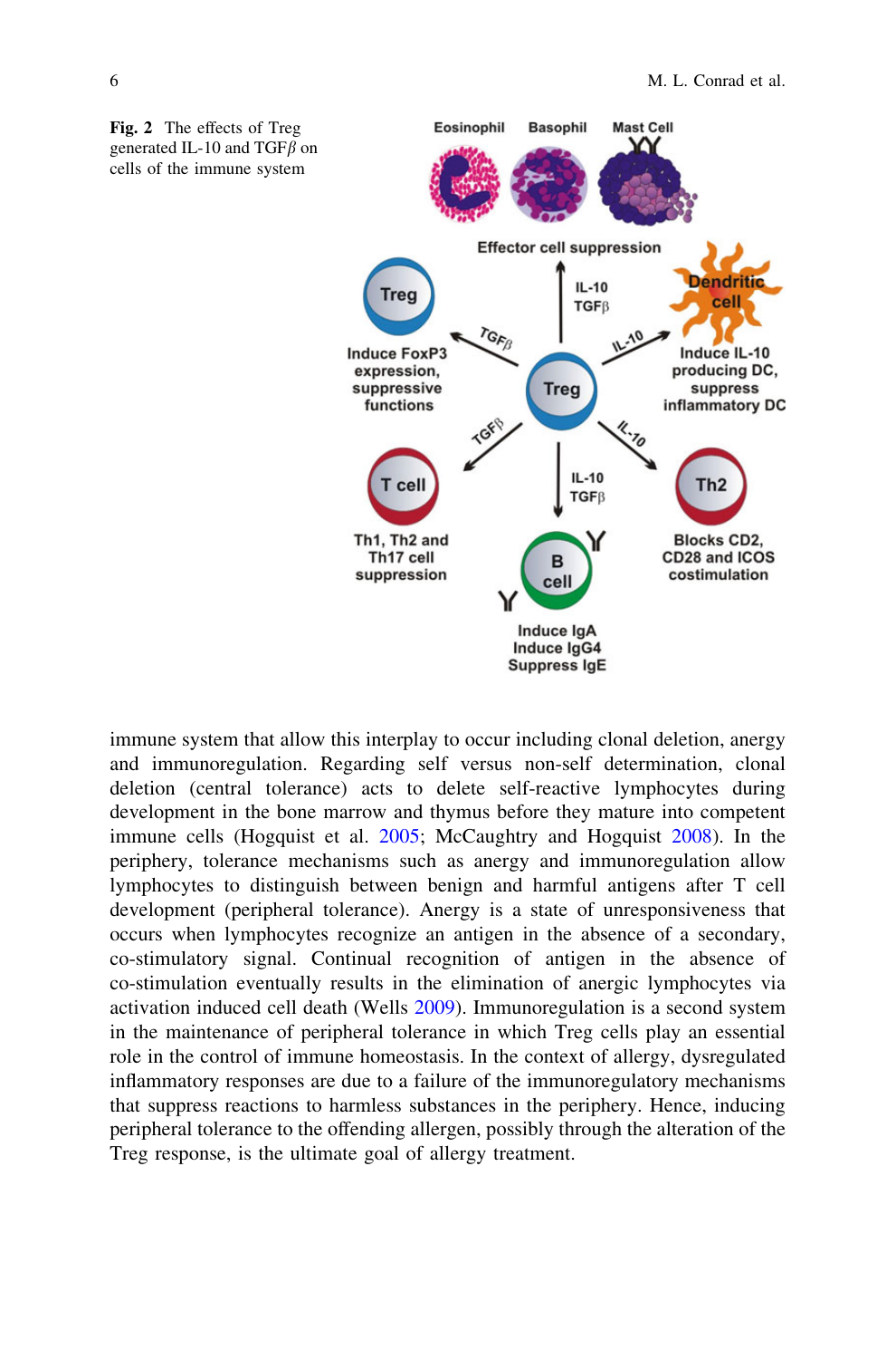**Fig. 2** The effects of Treg generated IL-10 and TGF$\beta$ on cells of the immune system

immune system that allow this interplay to occur including clonal deletion, anergy and immunoregulation. Regarding self versus non-self determination, clonal deletion (central tolerance) acts to delete self-reactive lymphocytes during development in the bone marrow and thymus before they mature into competent immune cells (Hogquist et al. 2005; McCaughtry and Hogquist 2008). In the periphery, tolerance mechanisms such as anergy and immunoregulation allow lymphocytes to distinguish between benign and harmful antigens after T cell development (peripheral tolerance). Anergy is a state of unresponsiveness that occurs when lymphocytes recognize an antigen in the absence of a secondary, co-stimulatory signal. Continual recognition of antigen in the absence of co-stimulation eventually results in the elimination of anergic lymphocytes via activation induced cell death (Wells 2009). Immunoregulation is a second system in the maintenance of peripheral tolerance in which Treg cells play an essential role in the control of immune homeostasis. In the context of allergy, dysregulated inflammatory responses are due to a failure of the immunoregulatory mechanisms that suppress reactions to harmless substances in the periphery. Hence, inducing peripheral tolerance to the offending allergen, possibly through the alteration of the Treg response, is the ultimate goal of allergy treatment.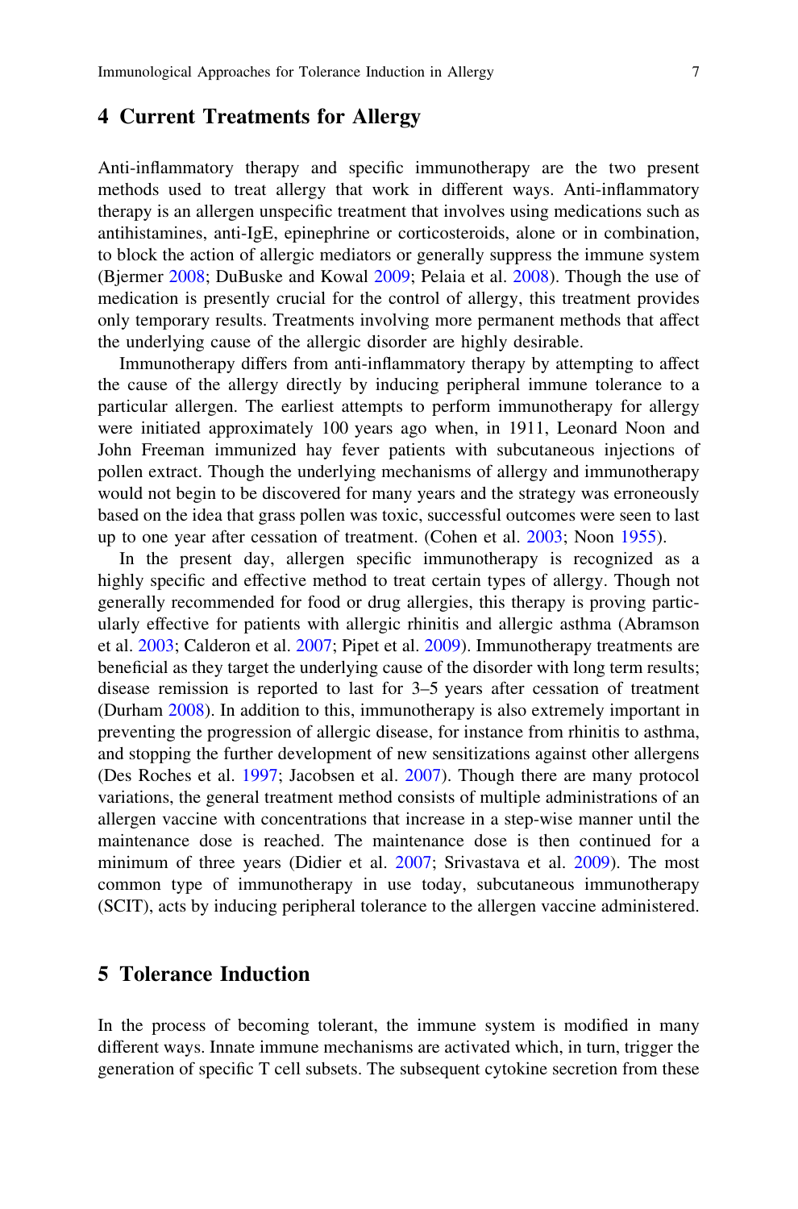## 4 Current Treatments for Allergy

Anti-inflammatory therapy and specific immunotherapy are the two present methods used to treat allergy that work in different ways. Anti-inflammatory therapy is an allergen unspecific treatment that involves using medications such as antihistamines, anti-IgE, epinephrine or corticosteroids, alone or in combination, to block the action of allergic mediators or generally suppress the immune system (Bjermer 2008; DuBuske and Kowal 2009; Pelaia et al. 2008). Though the use of medication is presently crucial for the control of allergy, this treatment provides only temporary results. Treatments involving more permanent methods that affect the underlying cause of the allergic disorder are highly desirable.

Immunotherapy differs from anti-inflammatory therapy by attempting to affect the cause of the allergy directly by inducing peripheral immune tolerance to a particular allergen. The earliest attempts to perform immunotherapy for allergy were initiated approximately 100 years ago when, in 1911, Leonard Noon and John Freeman immunized hay fever patients with subcutaneous injections of pollen extract. Though the underlying mechanisms of allergy and immunotherapy would not begin to be discovered for many years and the strategy was erroneously based on the idea that grass pollen was toxic, successful outcomes were seen to last up to one year after cessation of treatment. (Cohen et al. 2003; Noon 1955).

In the present day, allergen specific immunotherapy is recognized as a highly specific and effective method to treat certain types of allergy. Though not generally recommended for food or drug allergies, this therapy is proving particularly effective for patients with allergic rhinitis and allergic asthma (Abramson et al. 2003; Calderon et al. 2007; Pipet et al. 2009). Immunotherapy treatments are beneficial as they target the underlying cause of the disorder with long term results; disease remission is reported to last for 3–5 years after cessation of treatment (Durham 2008). In addition to this, immunotherapy is also extremely important in preventing the progression of allergic disease, for instance from rhinitis to asthma, and stopping the further development of new sensitizations against other allergens (Des Roches et al. 1997; Jacobsen et al. 2007). Though there are many protocol variations, the general treatment method consists of multiple administrations of an allergen vaccine with concentrations that increase in a step-wise manner until the maintenance dose is reached. The maintenance dose is then continued for a minimum of three years (Didier et al. 2007; Srivastava et al. 2009). The most common type of immunotherapy in use today, subcutaneous immunotherapy (SCIT), acts by inducing peripheral tolerance to the allergen vaccine administered.

## 5 Tolerance Induction

In the process of becoming tolerant, the immune system is modified in many different ways. Innate immune mechanisms are activated which, in turn, trigger the generation of specific T cell subsets. The subsequent cytokine secretion from these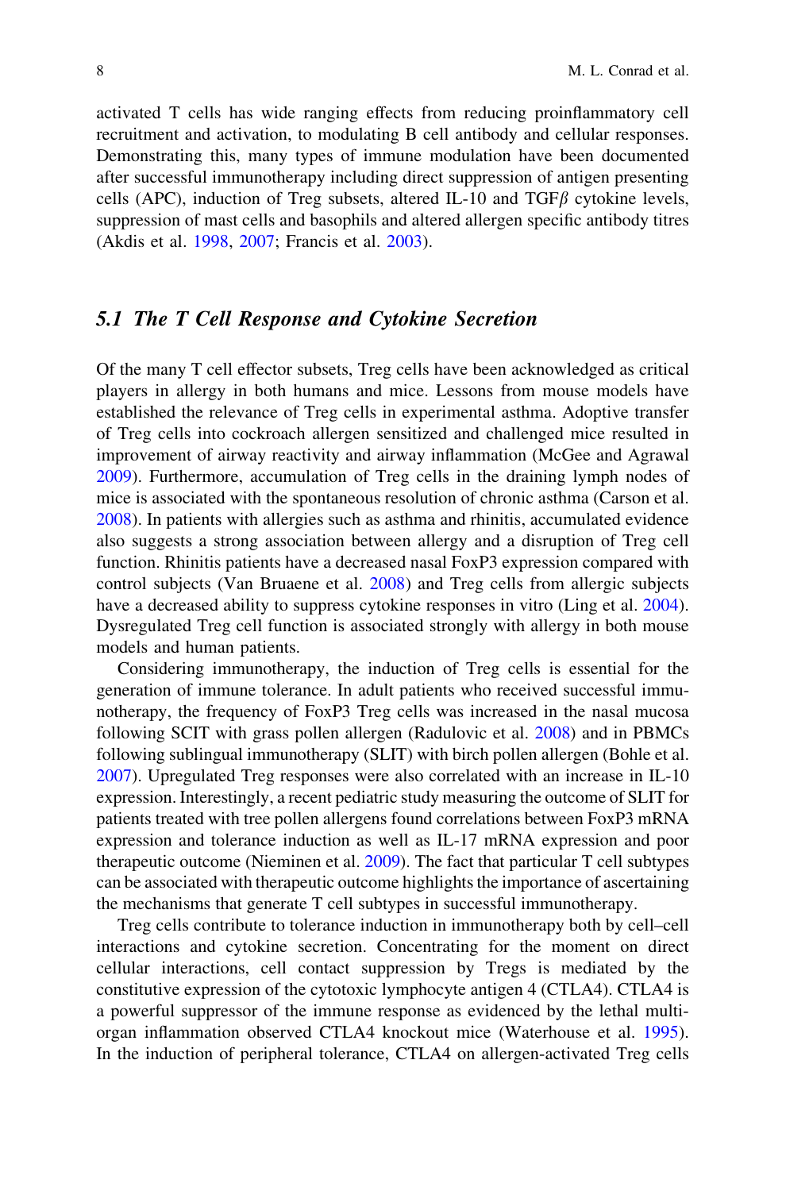activated T cells has wide ranging effects from reducing proinflammatory cell recruitment and activation, to modulating B cell antibody and cellular responses. Demonstrating this, many types of immune modulation have been documented after successful immunotherapy including direct suppression of antigen presenting cells (APC), induction of Treg subsets, altered IL-10 and TGF$\beta$ cytokine levels, suppression of mast cells and basophils and altered allergen specific antibody titres (Akdis et al. 1998, 2007; Francis et al. 2003).

## *5.1 The T Cell Response and Cytokine Secretion*

Of the many T cell effector subsets, Treg cells have been acknowledged as critical players in allergy in both humans and mice. Lessons from mouse models have established the relevance of Treg cells in experimental asthma. Adoptive transfer of Treg cells into cockroach allergen sensitized and challenged mice resulted in improvement of airway reactivity and airway inflammation (McGee and Agrawal 2009). Furthermore, accumulation of Treg cells in the draining lymph nodes of mice is associated with the spontaneous resolution of chronic asthma (Carson et al. 2008). In patients with allergies such as asthma and rhinitis, accumulated evidence also suggests a strong association between allergy and a disruption of Treg cell function. Rhinitis patients have a decreased nasal FoxP3 expression compared with control subjects (Van Bruaene et al. 2008) and Treg cells from allergic subjects have a decreased ability to suppress cytokine responses in vitro (Ling et al. 2004). Dysregulated Treg cell function is associated strongly with allergy in both mouse models and human patients.

Considering immunotherapy, the induction of Treg cells is essential for the generation of immune tolerance. In adult patients who received successful immunotherapy, the frequency of FoxP3 Treg cells was increased in the nasal mucosa following SCIT with grass pollen allergen (Radulovic et al. 2008) and in PBMCs following sublingual immunotherapy (SLIT) with birch pollen allergen (Bohle et al. 2007). Upregulated Treg responses were also correlated with an increase in IL-10 expression. Interestingly, a recent pediatric study measuring the outcome of SLIT for patients treated with tree pollen allergens found correlations between FoxP3 mRNA expression and tolerance induction as well as IL-17 mRNA expression and poor therapeutic outcome (Nieminen et al. 2009). The fact that particular T cell subtypes can be associated with therapeutic outcome highlights the importance of ascertaining the mechanisms that generate T cell subtypes in successful immunotherapy.

Treg cells contribute to tolerance induction in immunotherapy both by cell–cell interactions and cytokine secretion. Concentrating for the moment on direct cellular interactions, cell contact suppression by Tregs is mediated by the constitutive expression of the cytotoxic lymphocyte antigen 4 (CTLA4). CTLA4 is a powerful suppressor of the immune response as evidenced by the lethal multi-organ inflammation observed CTLA4 knockout mice (Waterhouse et al. 1995). In the induction of peripheral tolerance, CTLA4 on allergen-activated Treg cells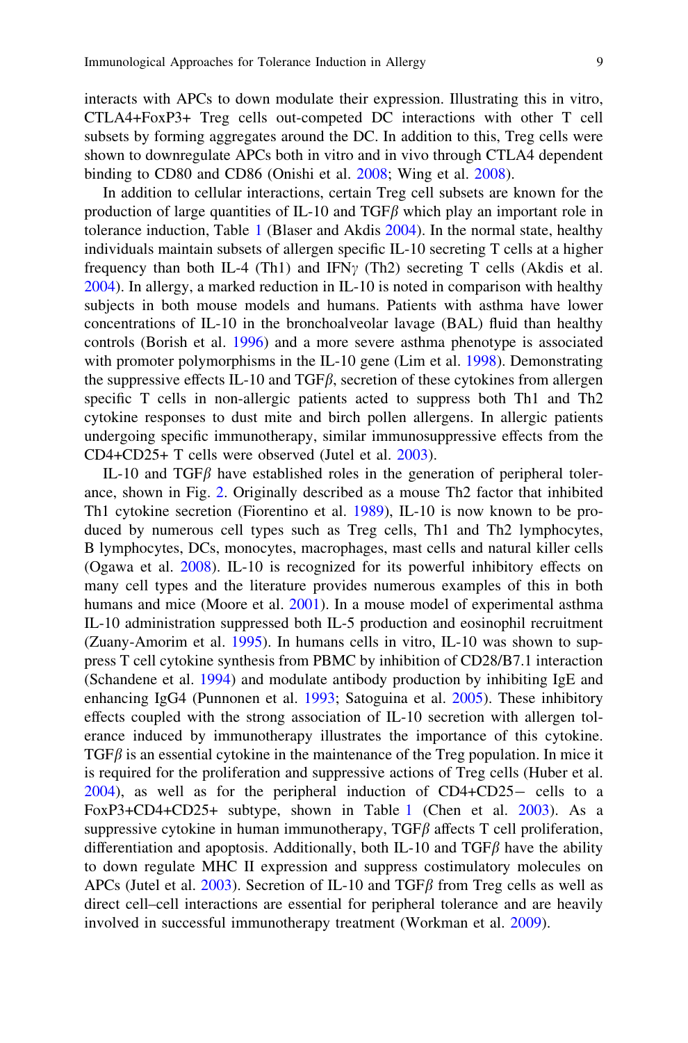interacts with APCs to down modulate their expression. Illustrating this in vitro, CTLA4+FoxP3+ Treg cells out-competed DC interactions with other T cell subsets by forming aggregates around the DC. In addition to this, Treg cells were shown to downregulate APCs both in vitro and in vivo through CTLA4 dependent binding to CD80 and CD86 (Onishi et al. 2008; Wing et al. 2008).

In addition to cellular interactions, certain Treg cell subsets are known for the production of large quantities of IL-10 and TGF$\beta$ which play an important role in tolerance induction, Table 1 (Blaser and Akdis 2004). In the normal state, healthy individuals maintain subsets of allergen specific IL-10 secreting T cells at a higher frequency than both IL-4 (Th1) and IFN$\gamma$ (Th2) secreting T cells (Akdis et al. 2004). In allergy, a marked reduction in IL-10 is noted in comparison with healthy subjects in both mouse models and humans. Patients with asthma have lower concentrations of IL-10 in the bronchoalveolar lavage (BAL) fluid than healthy controls (Borish et al. 1996) and a more severe asthma phenotype is associated with promoter polymorphisms in the IL-10 gene (Lim et al. 1998). Demonstrating the suppressive effects IL-10 and TGF$\beta$, secretion of these cytokines from allergen specific T cells in non-allergic patients acted to suppress both Th1 and Th2 cytokine responses to dust mite and birch pollen allergens. In allergic patients undergoing specific immunotherapy, similar immunosuppressive effects from the CD4+CD25+ T cells were observed (Jutel et al. 2003).

IL-10 and TGF$\beta$ have established roles in the generation of peripheral tolerance, shown in Fig. 2. Originally described as a mouse Th2 factor that inhibited Th1 cytokine secretion (Fiorentino et al. 1989), IL-10 is now known to be produced by numerous cell types such as Treg cells, Th1 and Th2 lymphocytes, B lymphocytes, DCs, monocytes, macrophages, mast cells and natural killer cells (Ogawa et al. 2008). IL-10 is recognized for its powerful inhibitory effects on many cell types and the literature provides numerous examples of this in both humans and mice (Moore et al. 2001). In a mouse model of experimental asthma IL-10 administration suppressed both IL-5 production and eosinophil recruitment (Zuany-Amorim et al. 1995). In humans cells in vitro, IL-10 was shown to suppress T cell cytokine synthesis from PBMC by inhibition of CD28/B7.1 interaction (Schandene et al. 1994) and modulate antibody production by inhibiting IgE and enhancing IgG4 (Punnonen et al. 1993; Satoguina et al. 2005). These inhibitory effects coupled with the strong association of IL-10 secretion with allergen tolerance induced by immunotherapy illustrates the importance of this cytokine. TGF$\beta$ is an essential cytokine in the maintenance of the Treg population. In mice it is required for the proliferation and suppressive actions of Treg cells (Huber et al. 2004), as well as for the peripheral induction of CD4+CD25− cells to a FoxP3+CD4+CD25+ subtype, shown in Table 1 (Chen et al. 2003). As a suppressive cytokine in human immunotherapy, TGF$\beta$ affects T cell proliferation, differentiation and apoptosis. Additionally, both IL-10 and TGF$\beta$ have the ability to down regulate MHC II expression and suppress costimulatory molecules on APCs (Jutel et al. 2003). Secretion of IL-10 and TGF$\beta$ from Treg cells as well as direct cell–cell interactions are essential for peripheral tolerance and are heavily involved in successful immunotherapy treatment (Workman et al. 2009).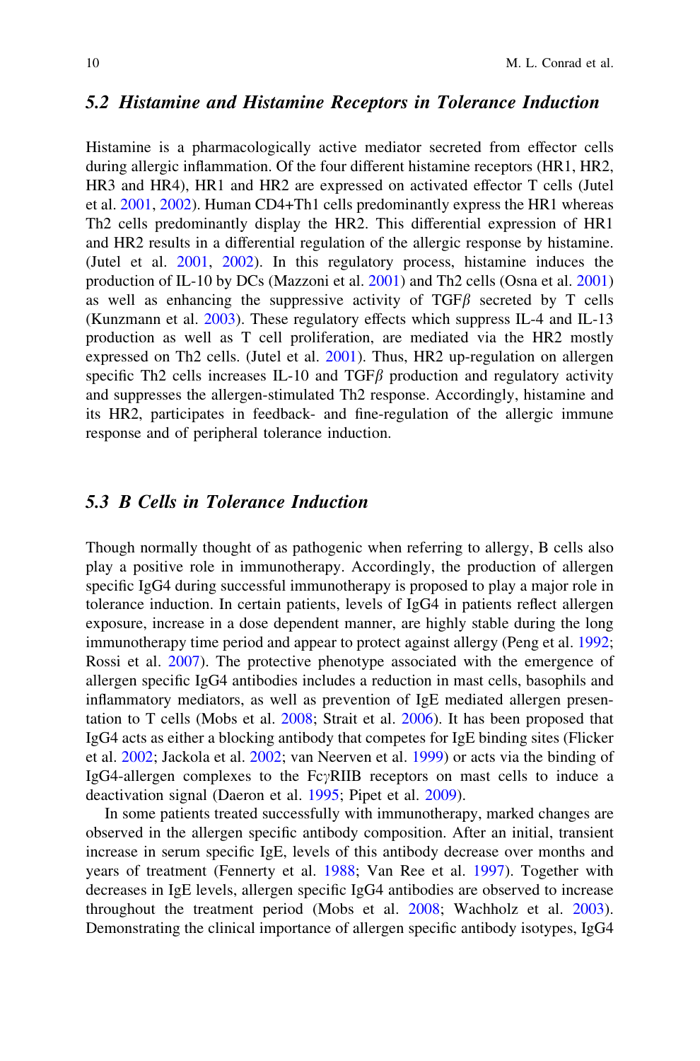### 5.2 *Histamine and Histamine Receptors in Tolerance Induction*

Histamine is a pharmacologically active mediator secreted from effector cells during allergic inflammation. Of the four different histamine receptors (HR1, HR2, HR3 and HR4), HR1 and HR2 are expressed on activated effector T cells (Jutel et al. 2001, 2002). Human CD4+Th1 cells predominantly express the HR1 whereas Th2 cells predominantly display the HR2. This differential expression of HR1 and HR2 results in a differential regulation of the allergic response by histamine. (Jutel et al. 2001, 2002). In this regulatory process, histamine induces the production of IL-10 by DCs (Mazzoni et al. 2001) and Th2 cells (Osna et al. 2001) as well as enhancing the suppressive activity of TGF$\beta$ secreted by T cells (Kunzmann et al. 2003). These regulatory effects which suppress IL-4 and IL-13 production as well as T cell proliferation, are mediated via the HR2 mostly expressed on Th2 cells. (Jutel et al. 2001). Thus, HR2 up-regulation on allergen specific Th2 cells increases IL-10 and TGF$\beta$ production and regulatory activity and suppresses the allergen-stimulated Th2 response. Accordingly, histamine and its HR2, participates in feedback- and fine-regulation of the allergic immune response and of peripheral tolerance induction.

### 5.3 *B Cells in Tolerance Induction*

Though normally thought of as pathogenic when referring to allergy, B cells also play a positive role in immunotherapy. Accordingly, the production of allergen specific IgG4 during successful immunotherapy is proposed to play a major role in tolerance induction. In certain patients, levels of IgG4 in patients reflect allergen exposure, increase in a dose dependent manner, are highly stable during the long immunotherapy time period and appear to protect against allergy (Peng et al. 1992; Rossi et al. 2007). The protective phenotype associated with the emergence of allergen specific IgG4 antibodies includes a reduction in mast cells, basophils and inflammatory mediators, as well as prevention of IgE mediated allergen presentation to T cells (Mobs et al. 2008; Strait et al. 2006). It has been proposed that IgG4 acts as either a blocking antibody that competes for IgE binding sites (Flicker et al. 2002; Jackola et al. 2002; van Neerven et al. 1999) or acts via the binding of IgG4-allergen complexes to the Fc$\gamma$RIIB receptors on mast cells to induce a deactivation signal (Daeron et al. 1995; Pipet et al. 2009).

In some patients treated successfully with immunotherapy, marked changes are observed in the allergen specific antibody composition. After an initial, transient increase in serum specific IgE, levels of this antibody decrease over months and years of treatment (Fennerty et al. 1988; Van Ree et al. 1997). Together with decreases in IgE levels, allergen specific IgG4 antibodies are observed to increase throughout the treatment period (Mobs et al. 2008; Wachholz et al. 2003). Demonstrating the clinical importance of allergen specific antibody isotypes, IgG4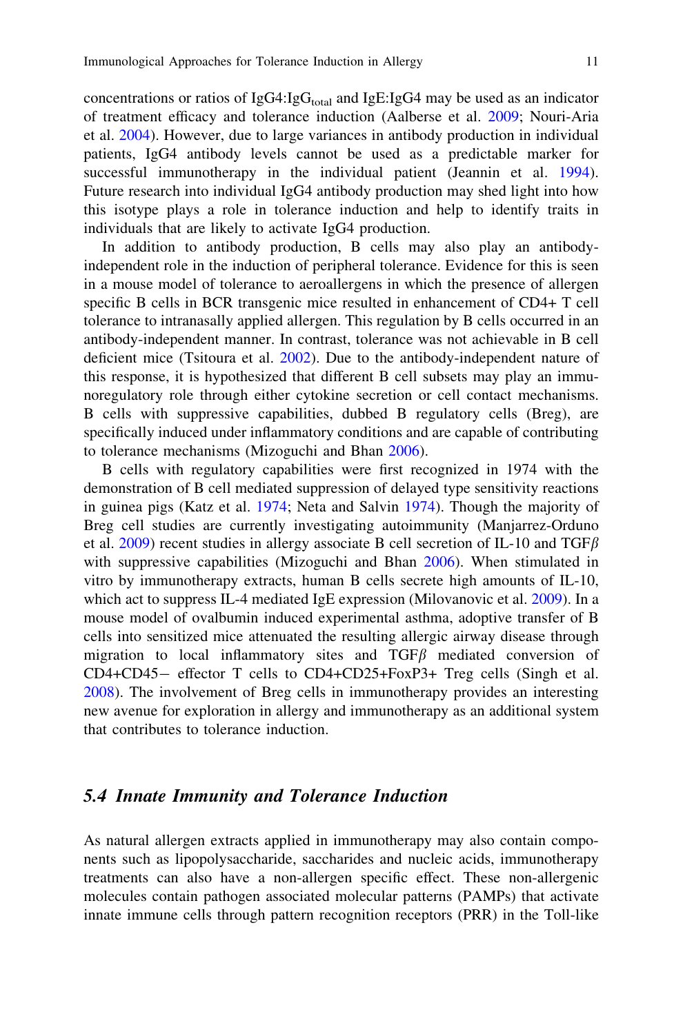concentrations or ratios of IgG4:$IgG_{total}$ and IgE:IgG4 may be used as an indicator of treatment efficacy and tolerance induction (Aalberse et al. 2009; Nouri-Aria et al. 2004). However, due to large variances in antibody production in individual patients, IgG4 antibody levels cannot be used as a predictable marker for successful immunotherapy in the individual patient (Jeannin et al. 1994). Future research into individual IgG4 antibody production may shed light into how this isotype plays a role in tolerance induction and help to identify traits in individuals that are likely to activate IgG4 production.

In addition to antibody production, B cells may also play an antibody-independent role in the induction of peripheral tolerance. Evidence for this is seen in a mouse model of tolerance to aeroallergens in which the presence of allergen specific B cells in BCR transgenic mice resulted in enhancement of CD4+ T cell tolerance to intranasally applied allergen. This regulation by B cells occurred in an antibody-independent manner. In contrast, tolerance was not achievable in B cell deficient mice (Tsitoura et al. 2002). Due to the antibody-independent nature of this response, it is hypothesized that different B cell subsets may play an immunoregulatory role through either cytokine secretion or cell contact mechanisms. B cells with suppressive capabilities, dubbed B regulatory cells (Breg), are specifically induced under inflammatory conditions and are capable of contributing to tolerance mechanisms (Mizoguchi and Bhan 2006).

B cells with regulatory capabilities were first recognized in 1974 with the demonstration of B cell mediated suppression of delayed type sensitivity reactions in guinea pigs (Katz et al. 1974; Neta and Salvin 1974). Though the majority of Breg cell studies are currently investigating autoimmunity (Manjarrez-Orduno et al. 2009) recent studies in allergy associate B cell secretion of IL-10 and TGF$\beta$ with suppressive capabilities (Mizoguchi and Bhan 2006). When stimulated in vitro by immunotherapy extracts, human B cells secrete high amounts of IL-10, which act to suppress IL-4 mediated IgE expression (Milovanovic et al. 2009). In a mouse model of ovalbumin induced experimental asthma, adoptive transfer of B cells into sensitized mice attenuated the resulting allergic airway disease through migration to local inflammatory sites and TGF$\beta$ mediated conversion of CD4+CD45− effector T cells to CD4+CD25+FoxP3+ Treg cells (Singh et al. 2008). The involvement of Breg cells in immunotherapy provides an interesting new avenue for exploration in allergy and immunotherapy as an additional system that contributes to tolerance induction.

### *5.4 Innate Immunity and Tolerance Induction*

As natural allergen extracts applied in immunotherapy may also contain components such as lipopolysaccharide, saccharides and nucleic acids, immunotherapy treatments can also have a non-allergen specific effect. These non-allergenic molecules contain pathogen associated molecular patterns (PAMPs) that activate innate immune cells through pattern recognition receptors (PRR) in the Toll-like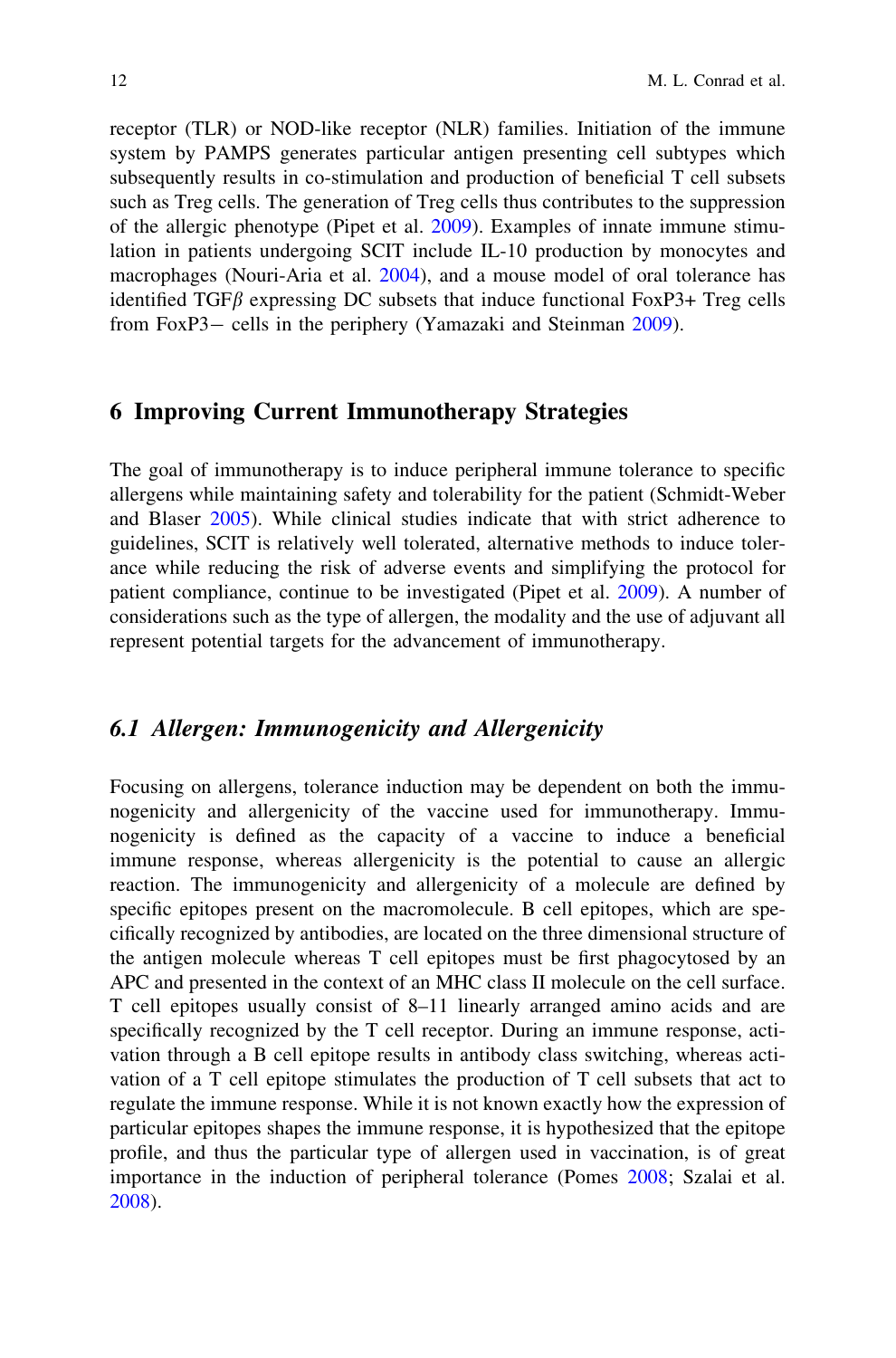receptor (TLR) or NOD-like receptor (NLR) families. Initiation of the immune system by PAMPS generates particular antigen presenting cell subtypes which subsequently results in co-stimulation and production of beneficial T cell subsets such as Treg cells. The generation of Treg cells thus contributes to the suppression of the allergic phenotype (Pipet et al. 2009). Examples of innate immune stimulation in patients undergoing SCIT include IL-10 production by monocytes and macrophages (Nouri-Aria et al. 2004), and a mouse model of oral tolerance has identified TGF$\beta$ expressing DC subsets that induce functional FoxP3+ Treg cells from FoxP3− cells in the periphery (Yamazaki and Steinman 2009).

## 6 Improving Current Immunotherapy Strategies

The goal of immunotherapy is to induce peripheral immune tolerance to specific allergens while maintaining safety and tolerability for the patient (Schmidt-Weber and Blaser 2005). While clinical studies indicate that with strict adherence to guidelines, SCIT is relatively well tolerated, alternative methods to induce tolerance while reducing the risk of adverse events and simplifying the protocol for patient compliance, continue to be investigated (Pipet et al. 2009). A number of considerations such as the type of allergen, the modality and the use of adjuvant all represent potential targets for the advancement of immunotherapy.

### *6.1 Allergen: Immunogenicity and Allergenicity*

Focusing on allergens, tolerance induction may be dependent on both the immunogenicity and allergenicity of the vaccine used for immunotherapy. Immunogenicity is defined as the capacity of a vaccine to induce a beneficial immune response, whereas allergenicity is the potential to cause an allergic reaction. The immunogenicity and allergenicity of a molecule are defined by specific epitopes present on the macromolecule. B cell epitopes, which are specifically recognized by antibodies, are located on the three dimensional structure of the antigen molecule whereas T cell epitopes must be first phagocytosed by an APC and presented in the context of an MHC class II molecule on the cell surface. T cell epitopes usually consist of 8–11 linearly arranged amino acids and are specifically recognized by the T cell receptor. During an immune response, activation through a B cell epitope results in antibody class switching, whereas activation of a T cell epitope stimulates the production of T cell subsets that act to regulate the immune response. While it is not known exactly how the expression of particular epitopes shapes the immune response, it is hypothesized that the epitope profile, and thus the particular type of allergen used in vaccination, is of great importance in the induction of peripheral tolerance (Pomes 2008; Szalai et al. 2008).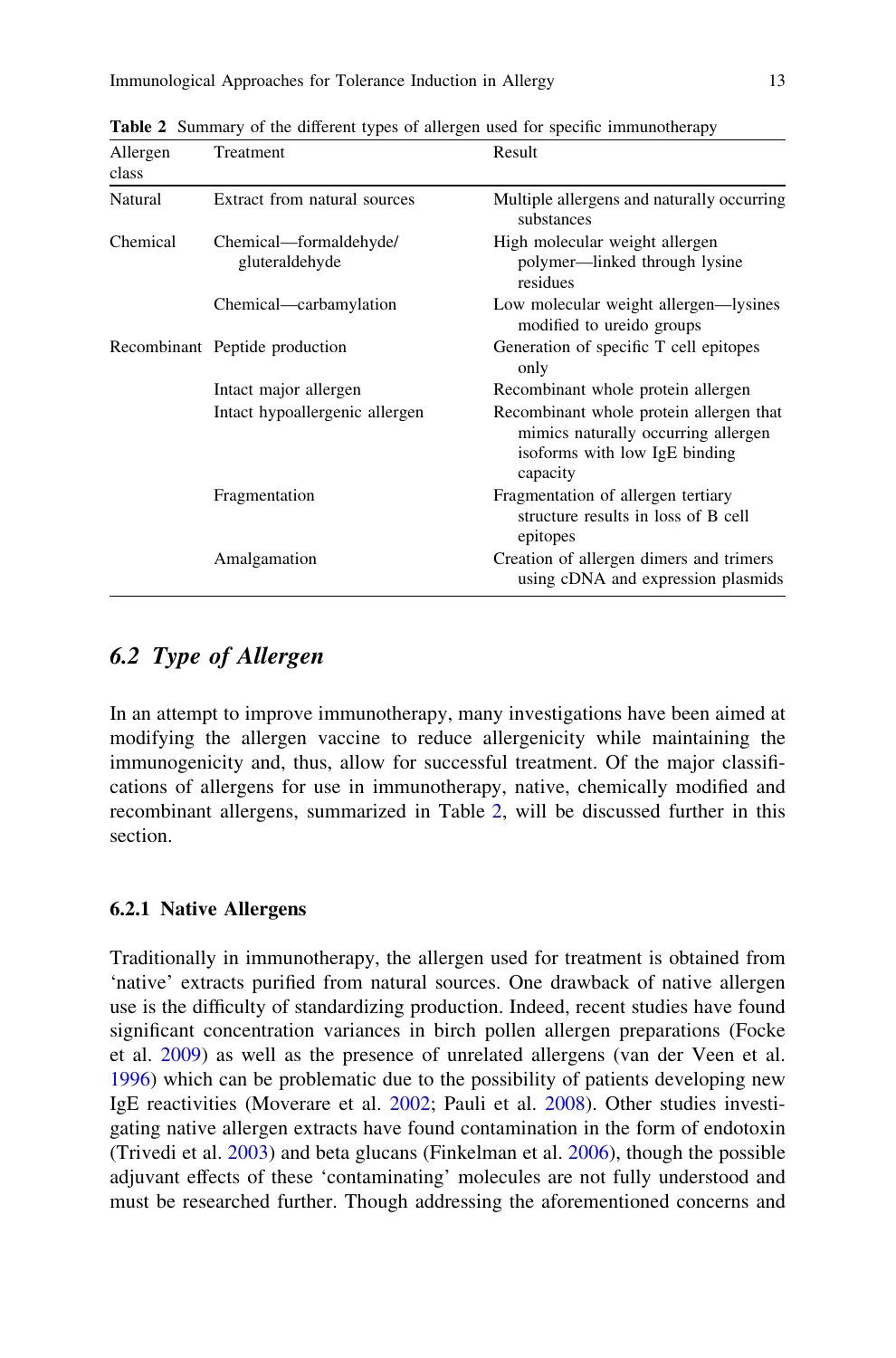**Table 2** Summary of the different types of allergen used for specific immunotherapy

| Allergen class | Treatment | Result |
|---|---|---|
| Natural | Extract from natural sources | Multiple allergens and naturally occurring substances |
| Chemical | Chemical—formaldehyde/gluteraldehyde | High molecular weight allergen polymer—linked through lysine residues |
| | Chemical—carbamylation | Low molecular weight allergen—lysines modified to ureido groups |
| Recombinant | Peptide production | Generation of specific T cell epitopes only |
| | Intact major allergen | Recombinant whole protein allergen |
| | Intact hypoallergenic allergen | Recombinant whole protein allergen that mimics naturally occurring allergen isoforms with low IgE binding capacity |
| | Fragmentation | Fragmentation of allergen tertiary structure results in loss of B cell epitopes |
| | Amalgamation | Creation of allergen dimers and trimers using cDNA and expression plasmids |

## *6.2 Type of Allergen*

In an attempt to improve immunotherapy, many investigations have been aimed at modifying the allergen vaccine to reduce allergenicity while maintaining the immunogenicity and, thus, allow for successful treatment. Of the major classifications of allergens for use in immunotherapy, native, chemically modified and recombinant allergens, summarized in Table 2, will be discussed further in this section.

### 6.2.1 Native Allergens

Traditionally in immunotherapy, the allergen used for treatment is obtained from 'native' extracts purified from natural sources. One drawback of native allergen use is the difficulty of standardizing production. Indeed, recent studies have found significant concentration variances in birch pollen allergen preparations (Focke et al. 2009) as well as the presence of unrelated allergens (van der Veen et al. 1996) which can be problematic due to the possibility of patients developing new IgE reactivities (Moverare et al. 2002; Pauli et al. 2008). Other studies investigating native allergen extracts have found contamination in the form of endotoxin (Trivedi et al. 2003) and beta glucans (Finkelman et al. 2006), though the possible adjuvant effects of these 'contaminating' molecules are not fully understood and must be researched further. Though addressing the aforementioned concerns and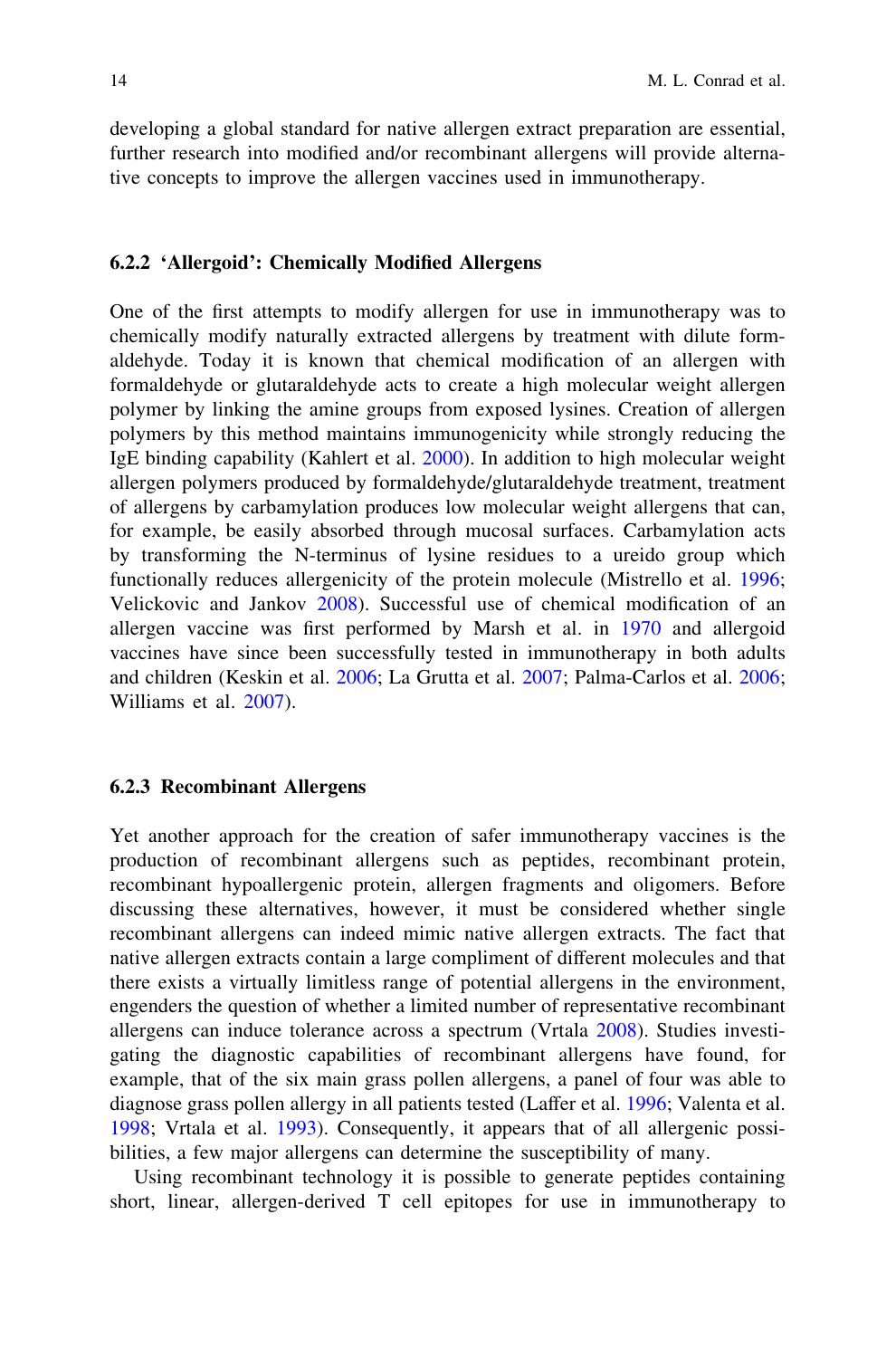developing a global standard for native allergen extract preparation are essential, further research into modified and/or recombinant allergens will provide alternative concepts to improve the allergen vaccines used in immunotherapy.

### 6.2.2 'Allergoid': Chemically Modified Allergens

One of the first attempts to modify allergen for use in immunotherapy was to chemically modify naturally extracted allergens by treatment with dilute formaldehyde. Today it is known that chemical modification of an allergen with formaldehyde or glutaraldehyde acts to create a high molecular weight allergen polymer by linking the amine groups from exposed lysines. Creation of allergen polymers by this method maintains immunogenicity while strongly reducing the IgE binding capability (Kahlert et al. 2000). In addition to high molecular weight allergen polymers produced by formaldehyde/glutaraldehyde treatment, treatment of allergens by carbamylation produces low molecular weight allergens that can, for example, be easily absorbed through mucosal surfaces. Carbamylation acts by transforming the N-terminus of lysine residues to a ureido group which functionally reduces allergenicity of the protein molecule (Mistrello et al. 1996; Velickovic and Jankov 2008). Successful use of chemical modification of an allergen vaccine was first performed by Marsh et al. in 1970 and allergoid vaccines have since been successfully tested in immunotherapy in both adults and children (Keskin et al. 2006; La Grutta et al. 2007; Palma-Carlos et al. 2006; Williams et al. 2007).

### 6.2.3 Recombinant Allergens

Yet another approach for the creation of safer immunotherapy vaccines is the production of recombinant allergens such as peptides, recombinant protein, recombinant hypoallergenic protein, allergen fragments and oligomers. Before discussing these alternatives, however, it must be considered whether single recombinant allergens can indeed mimic native allergen extracts. The fact that native allergen extracts contain a large compliment of different molecules and that there exists a virtually limitless range of potential allergens in the environment, engenders the question of whether a limited number of representative recombinant allergens can induce tolerance across a spectrum (Vrtala 2008). Studies investigating the diagnostic capabilities of recombinant allergens have found, for example, that of the six main grass pollen allergens, a panel of four was able to diagnose grass pollen allergy in all patients tested (Laffer et al. 1996; Valenta et al. 1998; Vrtala et al. 1993). Consequently, it appears that of all allergenic possibilities, a few major allergens can determine the susceptibility of many.

Using recombinant technology it is possible to generate peptides containing short, linear, allergen-derived T cell epitopes for use in immunotherapy to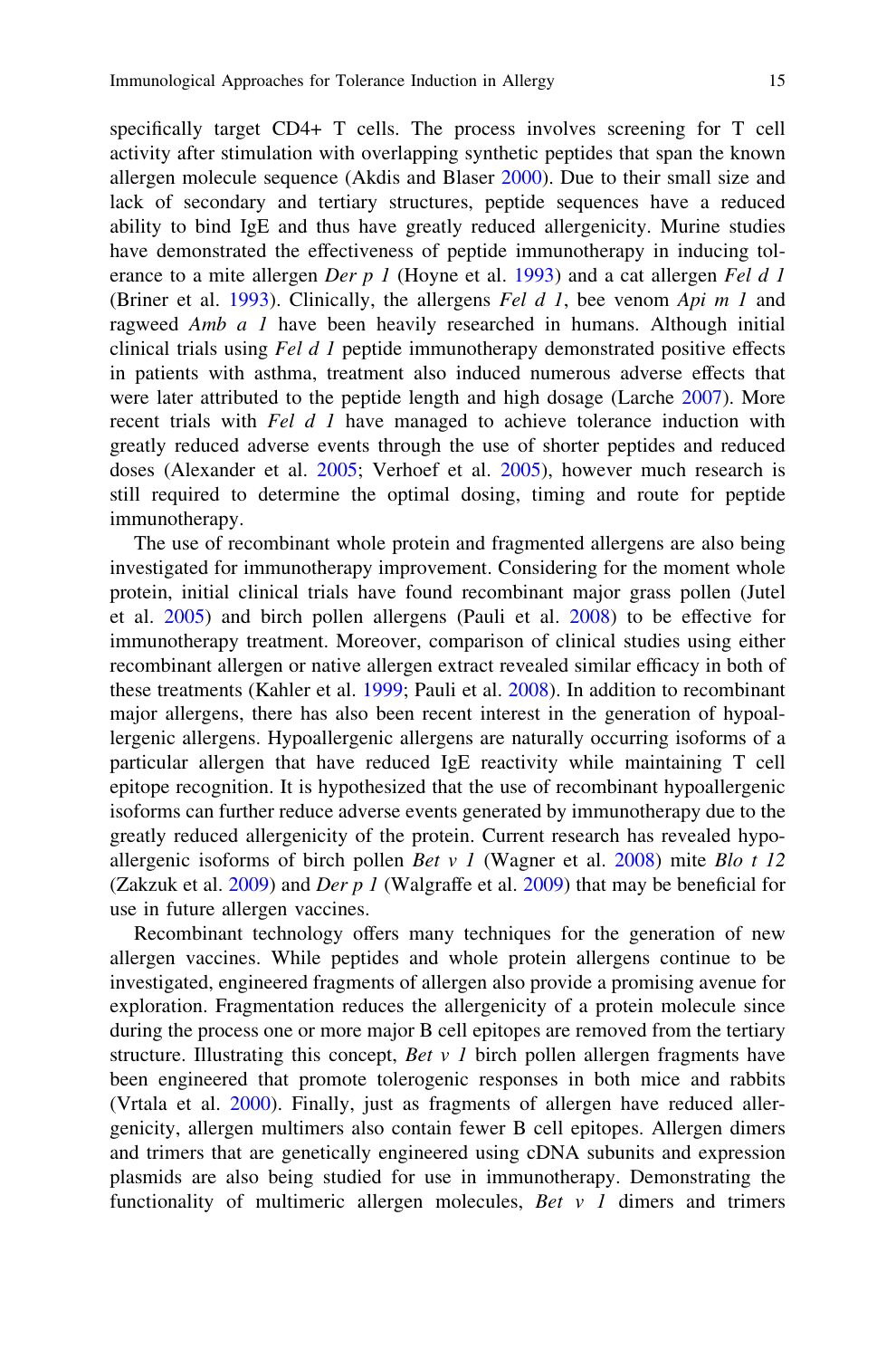specifically target CD4+ T cells. The process involves screening for T cell activity after stimulation with overlapping synthetic peptides that span the known allergen molecule sequence (Akdis and Blaser 2000). Due to their small size and lack of secondary and tertiary structures, peptide sequences have a reduced ability to bind IgE and thus have greatly reduced allergenicity. Murine studies have demonstrated the effectiveness of peptide immunotherapy in inducing tolerance to a mite allergen *Der p 1* (Hoyne et al. 1993) and a cat allergen *Fel d 1* (Briner et al. 1993). Clinically, the allergens *Fel d 1*, bee venom *Api m 1* and ragweed *Amb a 1* have been heavily researched in humans. Although initial clinical trials using *Fel d 1* peptide immunotherapy demonstrated positive effects in patients with asthma, treatment also induced numerous adverse effects that were later attributed to the peptide length and high dosage (Larche 2007). More recent trials with *Fel d 1* have managed to achieve tolerance induction with greatly reduced adverse events through the use of shorter peptides and reduced doses (Alexander et al. 2005; Verhoef et al. 2005), however much research is still required to determine the optimal dosing, timing and route for peptide immunotherapy.

The use of recombinant whole protein and fragmented allergens are also being investigated for immunotherapy improvement. Considering for the moment whole protein, initial clinical trials have found recombinant major grass pollen (Jutel et al. 2005) and birch pollen allergens (Pauli et al. 2008) to be effective for immunotherapy treatment. Moreover, comparison of clinical studies using either recombinant allergen or native allergen extract revealed similar efficacy in both of these treatments (Kahler et al. 1999; Pauli et al. 2008). In addition to recombinant major allergens, there has also been recent interest in the generation of hypoallergenic allergens. Hypoallergenic allergens are naturally occurring isoforms of a particular allergen that have reduced IgE reactivity while maintaining T cell epitope recognition. It is hypothesized that the use of recombinant hypoallergenic isoforms can further reduce adverse events generated by immunotherapy due to the greatly reduced allergenicity of the protein. Current research has revealed hypoallergenic isoforms of birch pollen *Bet v 1* (Wagner et al. 2008) mite *Blo t 12* (Zakzuk et al. 2009) and *Der p 1* (Walgraffe et al. 2009) that may be beneficial for use in future allergen vaccines.

Recombinant technology offers many techniques for the generation of new allergen vaccines. While peptides and whole protein allergens continue to be investigated, engineered fragments of allergen also provide a promising avenue for exploration. Fragmentation reduces the allergenicity of a protein molecule since during the process one or more major B cell epitopes are removed from the tertiary structure. Illustrating this concept, *Bet v 1* birch pollen allergen fragments have been engineered that promote tolerogenic responses in both mice and rabbits (Vrtala et al. 2000). Finally, just as fragments of allergen have reduced allergenicity, allergen multimers also contain fewer B cell epitopes. Allergen dimers and trimers that are genetically engineered using cDNA subunits and expression plasmids are also being studied for use in immunotherapy. Demonstrating the functionality of multimeric allergen molecules, *Bet v 1* dimers and trimers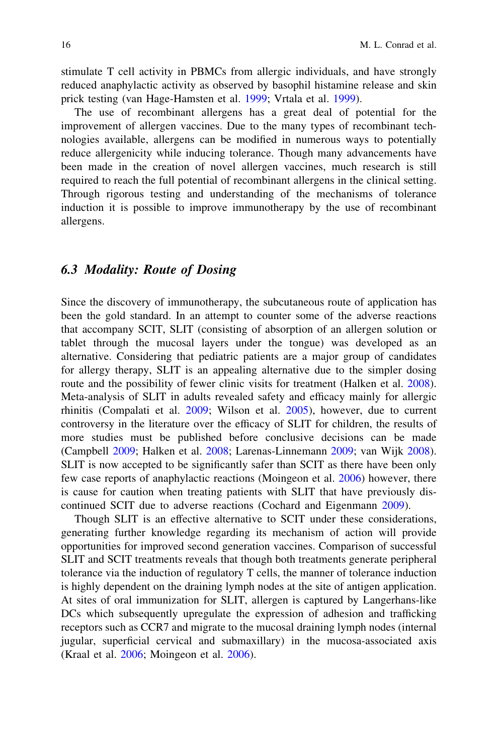stimulate T cell activity in PBMCs from allergic individuals, and have strongly reduced anaphylactic activity as observed by basophil histamine release and skin prick testing (van Hage-Hamsten et al. 1999; Vrtala et al. 1999).

The use of recombinant allergens has a great deal of potential for the improvement of allergen vaccines. Due to the many types of recombinant technologies available, allergens can be modified in numerous ways to potentially reduce allergenicity while inducing tolerance. Though many advancements have been made in the creation of novel allergen vaccines, much research is still required to reach the full potential of recombinant allergens in the clinical setting. Through rigorous testing and understanding of the mechanisms of tolerance induction it is possible to improve immunotherapy by the use of recombinant allergens.

### 6.3 *Modality: Route of Dosing*

Since the discovery of immunotherapy, the subcutaneous route of application has been the gold standard. In an attempt to counter some of the adverse reactions that accompany SCIT, SLIT (consisting of absorption of an allergen solution or tablet through the mucosal layers under the tongue) was developed as an alternative. Considering that pediatric patients are a major group of candidates for allergy therapy, SLIT is an appealing alternative due to the simpler dosing route and the possibility of fewer clinic visits for treatment (Halken et al. 2008). Meta-analysis of SLIT in adults revealed safety and efficacy mainly for allergic rhinitis (Compalati et al. 2009; Wilson et al. 2005), however, due to current controversy in the literature over the efficacy of SLIT for children, the results of more studies must be published before conclusive decisions can be made (Campbell 2009; Halken et al. 2008; Larenas-Linnemann 2009; van Wijk 2008). SLIT is now accepted to be significantly safer than SCIT as there have been only few case reports of anaphylactic reactions (Moingeon et al. 2006) however, there is cause for caution when treating patients with SLIT that have previously discontinued SCIT due to adverse reactions (Cochard and Eigenmann 2009).

Though SLIT is an effective alternative to SCIT under these considerations, generating further knowledge regarding its mechanism of action will provide opportunities for improved second generation vaccines. Comparison of successful SLIT and SCIT treatments reveals that though both treatments generate peripheral tolerance via the induction of regulatory T cells, the manner of tolerance induction is highly dependent on the draining lymph nodes at the site of antigen application. At sites of oral immunization for SLIT, allergen is captured by Langerhans-like DCs which subsequently upregulate the expression of adhesion and trafficking receptors such as CCR7 and migrate to the mucosal draining lymph nodes (internal jugular, superficial cervical and submaxillary) in the mucosa-associated axis (Kraal et al. 2006; Moingeon et al. 2006).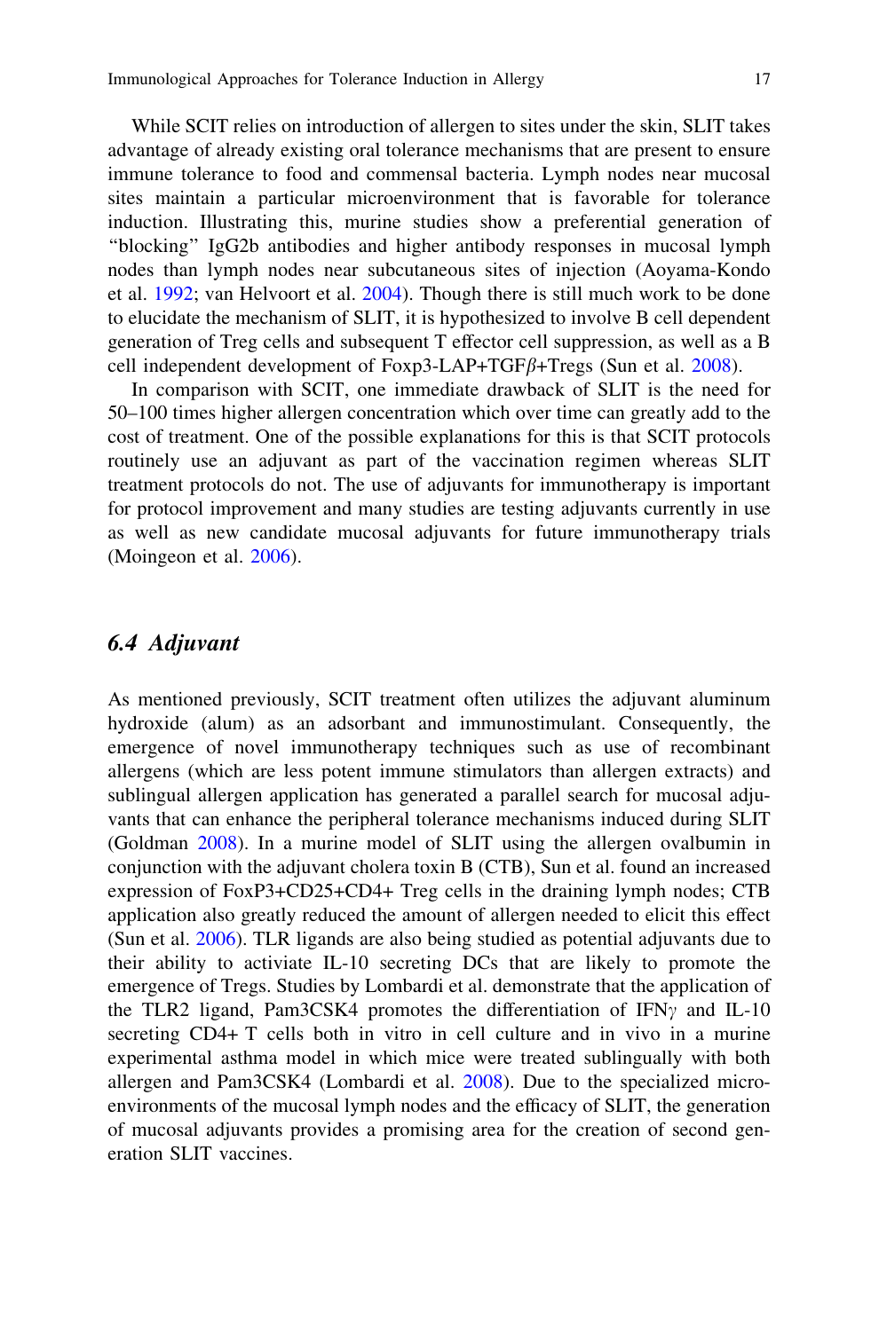While SCIT relies on introduction of allergen to sites under the skin, SLIT takes advantage of already existing oral tolerance mechanisms that are present to ensure immune tolerance to food and commensal bacteria. Lymph nodes near mucosal sites maintain a particular microenvironment that is favorable for tolerance induction. Illustrating this, murine studies show a preferential generation of "blocking" IgG2b antibodies and higher antibody responses in mucosal lymph nodes than lymph nodes near subcutaneous sites of injection (Aoyama-Kondo et al. 1992; van Helvoort et al. 2004). Though there is still much work to be done to elucidate the mechanism of SLIT, it is hypothesized to involve B cell dependent generation of Treg cells and subsequent T effector cell suppression, as well as a B cell independent development of Foxp3-LAP+TGF$\beta$+Tregs (Sun et al. 2008).

In comparison with SCIT, one immediate drawback of SLIT is the need for 50–100 times higher allergen concentration which over time can greatly add to the cost of treatment. One of the possible explanations for this is that SCIT protocols routinely use an adjuvant as part of the vaccination regimen whereas SLIT treatment protocols do not. The use of adjuvants for immunotherapy is important for protocol improvement and many studies are testing adjuvants currently in use as well as new candidate mucosal adjuvants for future immunotherapy trials (Moingeon et al. 2006).

## *6.4 Adjuvant*

As mentioned previously, SCIT treatment often utilizes the adjuvant aluminum hydroxide (alum) as an adsorbant and immunostimulant. Consequently, the emergence of novel immunotherapy techniques such as use of recombinant allergens (which are less potent immune stimulators than allergen extracts) and sublingual allergen application has generated a parallel search for mucosal adjuvants that can enhance the peripheral tolerance mechanisms induced during SLIT (Goldman 2008). In a murine model of SLIT using the allergen ovalbumin in conjunction with the adjuvant cholera toxin B (CTB), Sun et al. found an increased expression of FoxP3+CD25+CD4+ Treg cells in the draining lymph nodes; CTB application also greatly reduced the amount of allergen needed to elicit this effect (Sun et al. 2006). TLR ligands are also being studied as potential adjuvants due to their ability to activiate IL-10 secreting DCs that are likely to promote the emergence of Tregs. Studies by Lombardi et al. demonstrate that the application of the TLR2 ligand, Pam3CSK4 promotes the differentiation of IFN$\gamma$ and IL-10 secreting CD4+ T cells both in vitro in cell culture and in vivo in a murine experimental asthma model in which mice were treated sublingually with both allergen and Pam3CSK4 (Lombardi et al. 2008). Due to the specialized microenvironments of the mucosal lymph nodes and the efficacy of SLIT, the generation of mucosal adjuvants provides a promising area for the creation of second generation SLIT vaccines.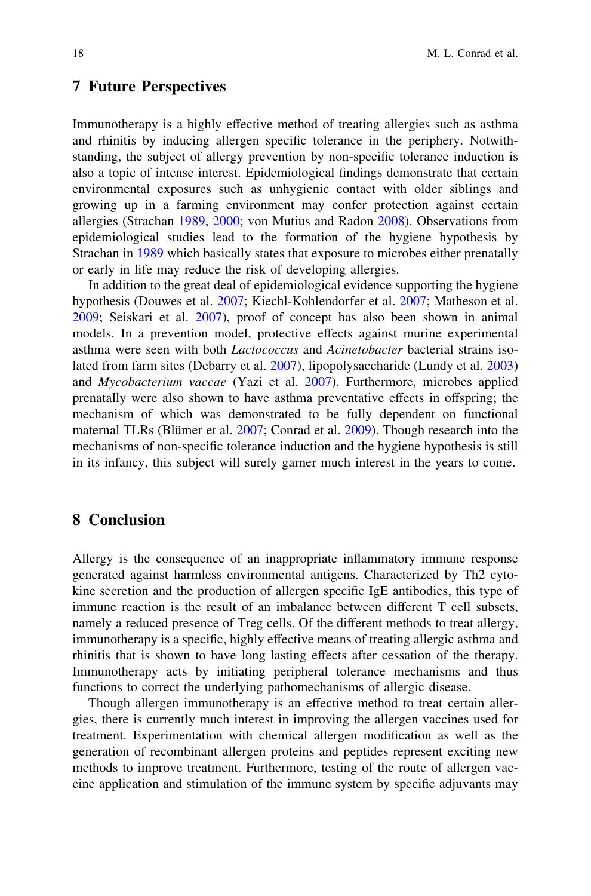## 7 Future Perspectives

Immunotherapy is a highly effective method of treating allergies such as asthma and rhinitis by inducing allergen specific tolerance in the periphery. Notwithstanding, the subject of allergy prevention by non-specific tolerance induction is also a topic of intense interest. Epidemiological findings demonstrate that certain environmental exposures such as unhygienic contact with older siblings and growing up in a farming environment may confer protection against certain allergies (Strachan 1989, 2000; von Mutius and Radon 2008). Observations from epidemiological studies lead to the formation of the hygiene hypothesis by Strachan in 1989 which basically states that exposure to microbes either prenatally or early in life may reduce the risk of developing allergies.

In addition to the great deal of epidemiological evidence supporting the hygiene hypothesis (Douwes et al. 2007; Kiechl-Kohlendorfer et al. 2007; Matheson et al. 2009; Seiskari et al. 2007), proof of concept has also been shown in animal models. In a prevention model, protective effects against murine experimental asthma were seen with both *Lactococcus* and *Acinetobacter* bacterial strains isolated from farm sites (Debarry et al. 2007), lipopolysaccharide (Lundy et al. 2003) and *Mycobacterium vaccae* (Yazi et al. 2007). Furthermore, microbes applied prenatally were also shown to have asthma preventative effects in offspring; the mechanism of which was demonstrated to be fully dependent on functional maternal TLRs (Blümer et al. 2007; Conrad et al. 2009). Though research into the mechanisms of non-specific tolerance induction and the hygiene hypothesis is still in its infancy, this subject will surely garner much interest in the years to come.

## 8 Conclusion

Allergy is the consequence of an inappropriate inflammatory immune response generated against harmless environmental antigens. Characterized by Th2 cytokine secretion and the production of allergen specific IgE antibodies, this type of immune reaction is the result of an imbalance between different T cell subsets, namely a reduced presence of Treg cells. Of the different methods to treat allergy, immunotherapy is a specific, highly effective means of treating allergic asthma and rhinitis that is shown to have long lasting effects after cessation of the therapy. Immunotherapy acts by initiating peripheral tolerance mechanisms and thus functions to correct the underlying pathomechanisms of allergic disease.

Though allergen immunotherapy is an effective method to treat certain allergies, there is currently much interest in improving the allergen vaccines used for treatment. Experimentation with chemical allergen modification as well as the generation of recombinant allergen proteins and peptides represent exciting new methods to improve treatment. Furthermore, testing of the route of allergen vaccine application and stimulation of the immune system by specific adjuvants may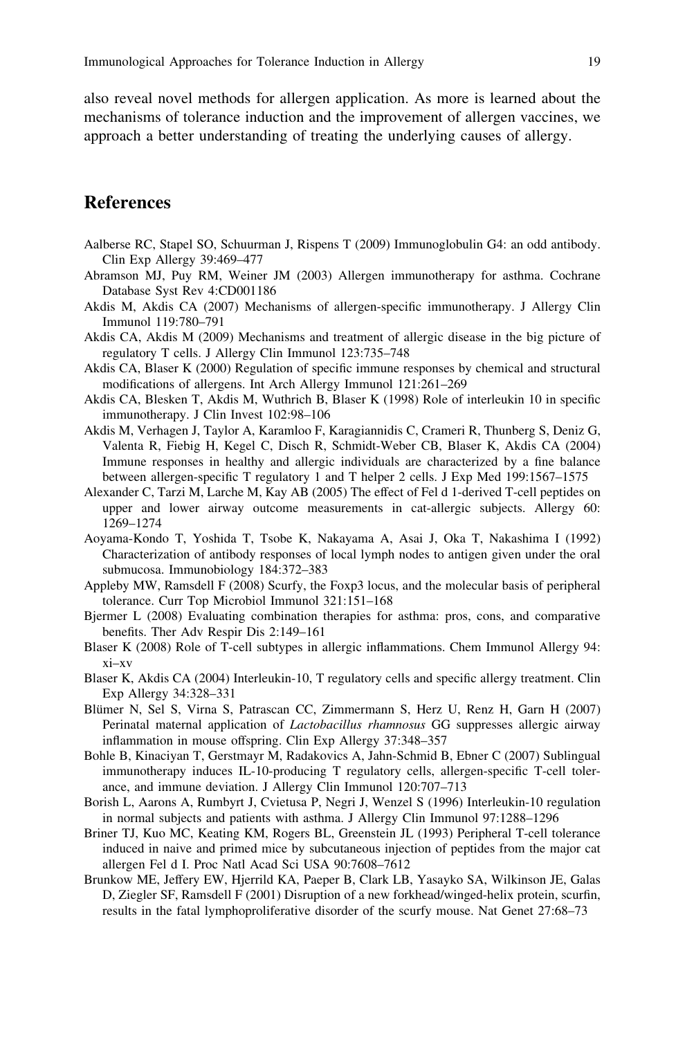also reveal novel methods for allergen application. As more is learned about the mechanisms of tolerance induction and the improvement of allergen vaccines, we approach a better understanding of treating the underlying causes of allergy.

## References

Aalberse RC, Stapel SO, Schuurman J, Rispens T (2009) Immunoglobulin G4: an odd antibody. Clin Exp Allergy 39:469–477

Abramson MJ, Puy RM, Weiner JM (2003) Allergen immunotherapy for asthma. Cochrane Database Syst Rev 4:CD001186

Akdis M, Akdis CA (2007) Mechanisms of allergen-specific immunotherapy. J Allergy Clin Immunol 119:780–791

Akdis CA, Akdis M (2009) Mechanisms and treatment of allergic disease in the big picture of regulatory T cells. J Allergy Clin Immunol 123:735–748

Akdis CA, Blaser K (2000) Regulation of specific immune responses by chemical and structural modifications of allergens. Int Arch Allergy Immunol 121:261–269

Akdis CA, Blesken T, Akdis M, Wuthrich B, Blaser K (1998) Role of interleukin 10 in specific immunotherapy. J Clin Invest 102:98–106

Akdis M, Verhagen J, Taylor A, Karamloo F, Karagiannidis C, Crameri R, Thunberg S, Deniz G, Valenta R, Fiebig H, Kegel C, Disch R, Schmidt-Weber CB, Blaser K, Akdis CA (2004) Immune responses in healthy and allergic individuals are characterized by a fine balance between allergen-specific T regulatory 1 and T helper 2 cells. J Exp Med 199:1567–1575

Alexander C, Tarzi M, Larche M, Kay AB (2005) The effect of Fel d 1-derived T-cell peptides on upper and lower airway outcome measurements in cat-allergic subjects. Allergy 60: 1269–1274

Aoyama-Kondo T, Yoshida T, Tsobe K, Nakayama A, Asai J, Oka T, Nakashima I (1992) Characterization of antibody responses of local lymph nodes to antigen given under the oral submucosa. Immunobiology 184:372–383

Appleby MW, Ramsdell F (2008) Scurfy, the Foxp3 locus, and the molecular basis of peripheral tolerance. Curr Top Microbiol Immunol 321:151–168

Bjermer L (2008) Evaluating combination therapies for asthma: pros, cons, and comparative benefits. Ther Adv Respir Dis 2:149–161

Blaser K (2008) Role of T-cell subtypes in allergic inflammations. Chem Immunol Allergy 94: xi–xv

Blaser K, Akdis CA (2004) Interleukin-10, T regulatory cells and specific allergy treatment. Clin Exp Allergy 34:328–331

Blümer N, Sel S, Virna S, Patrascan CC, Zimmermann S, Herz U, Renz H, Garn H (2007) Perinatal maternal application of *Lactobacillus rhamnosus* GG suppresses allergic airway inflammation in mouse offspring. Clin Exp Allergy 37:348–357

Bohle B, Kinaciyan T, Gerstmayr M, Radakovics A, Jahn-Schmid B, Ebner C (2007) Sublingual immunotherapy induces IL-10-producing T regulatory cells, allergen-specific T-cell tolerance, and immune deviation. J Allergy Clin Immunol 120:707–713

Borish L, Aarons A, Rumbyrt J, Cvietusa P, Negri J, Wenzel S (1996) Interleukin-10 regulation in normal subjects and patients with asthma. J Allergy Clin Immunol 97:1288–1296

Briner TJ, Kuo MC, Keating KM, Rogers BL, Greenstein JL (1993) Peripheral T-cell tolerance induced in naive and primed mice by subcutaneous injection of peptides from the major cat allergen Fel d I. Proc Natl Acad Sci USA 90:7608–7612

Brunkow ME, Jeffery EW, Hjerrild KA, Paeper B, Clark LB, Yasayko SA, Wilkinson JE, Galas D, Ziegler SF, Ramsdell F (2001) Disruption of a new forkhead/winged-helix protein, scurfin, results in the fatal lymphoproliferative disorder of the scurfy mouse. Nat Genet 27:68–73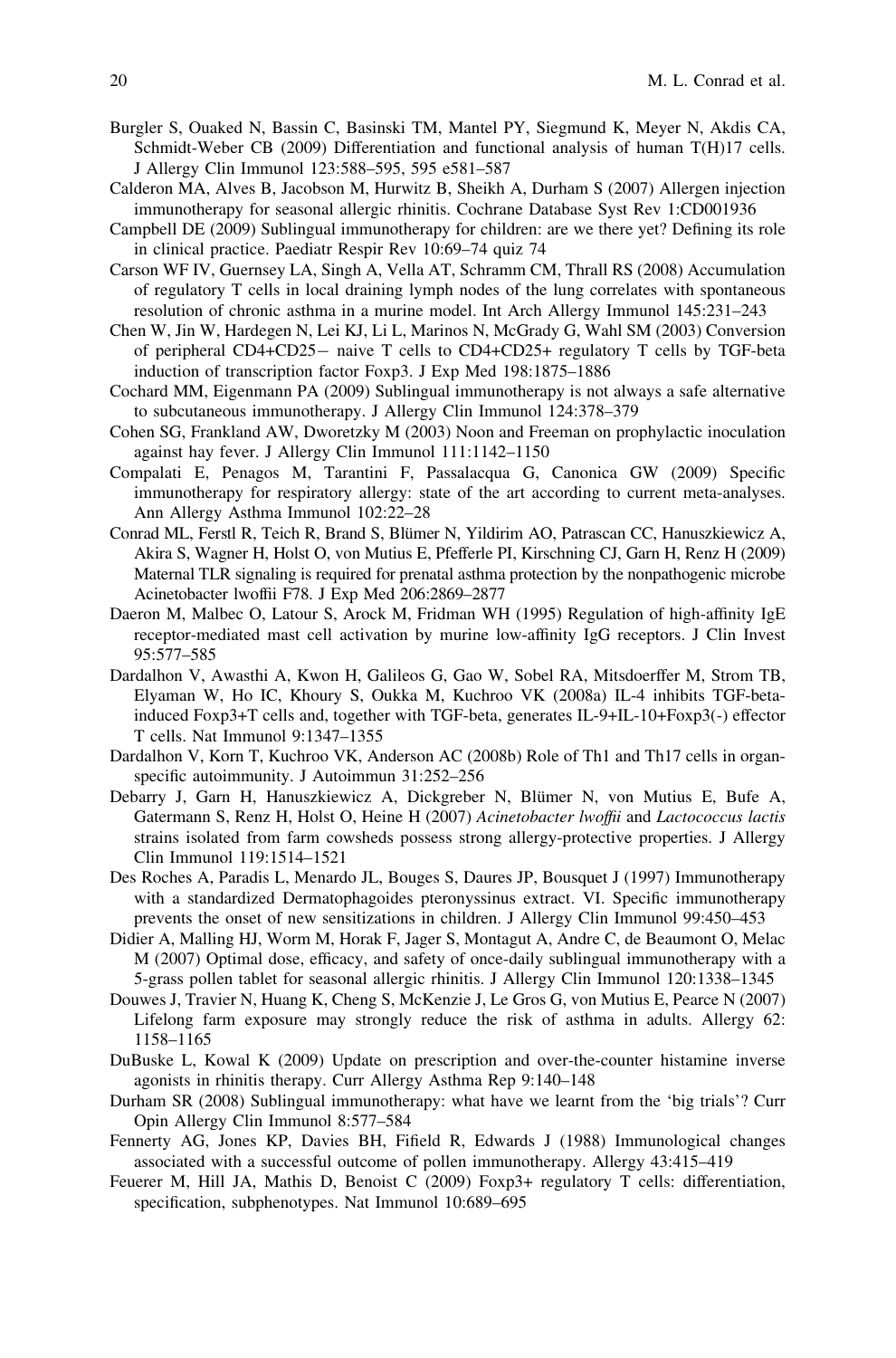Burgler S, Ouaked N, Bassin C, Basinski TM, Mantel PY, Siegmund K, Meyer N, Akdis CA, Schmidt-Weber CB (2009) Differentiation and functional analysis of human T(H)17 cells. J Allergy Clin Immunol 123:588–595, 595 e581–587

Calderon MA, Alves B, Jacobson M, Hurwitz B, Sheikh A, Durham S (2007) Allergen injection immunotherapy for seasonal allergic rhinitis. Cochrane Database Syst Rev 1:CD001936

Campbell DE (2009) Sublingual immunotherapy for children: are we there yet? Defining its role in clinical practice. Paediatr Respir Rev 10:69–74 quiz 74

Carson WF IV, Guernsey LA, Singh A, Vella AT, Schramm CM, Thrall RS (2008) Accumulation of regulatory T cells in local draining lymph nodes of the lung correlates with spontaneous resolution of chronic asthma in a murine model. Int Arch Allergy Immunol 145:231–243

Chen W, Jin W, Hardegen N, Lei KJ, Li L, Marinos N, McGrady G, Wahl SM (2003) Conversion of peripheral CD4+CD25− naive T cells to CD4+CD25+ regulatory T cells by TGF-beta induction of transcription factor Foxp3. J Exp Med 198:1875–1886

Cochard MM, Eigenmann PA (2009) Sublingual immunotherapy is not always a safe alternative to subcutaneous immunotherapy. J Allergy Clin Immunol 124:378–379

Cohen SG, Frankland AW, Dworetzky M (2003) Noon and Freeman on prophylactic inoculation against hay fever. J Allergy Clin Immunol 111:1142–1150

Compalati E, Penagos M, Tarantini F, Passalacqua G, Canonica GW (2009) Specific immunotherapy for respiratory allergy: state of the art according to current meta-analyses. Ann Allergy Asthma Immunol 102:22–28

Conrad ML, Ferstl R, Teich R, Brand S, Blümer N, Yildirim AO, Patrascan CC, Hanuszkiewicz A, Akira S, Wagner H, Holst O, von Mutius E, Pfefferle PI, Kirschning CJ, Garn H, Renz H (2009) Maternal TLR signaling is required for prenatal asthma protection by the nonpathogenic microbe Acinetobacter lwoffii F78. J Exp Med 206:2869–2877

Daeron M, Malbec O, Latour S, Arock M, Fridman WH (1995) Regulation of high-affinity IgE receptor-mediated mast cell activation by murine low-affinity IgG receptors. J Clin Invest 95:577–585

Dardalhon V, Awasthi A, Kwon H, Galileos G, Gao W, Sobel RA, Mitsdoerffer M, Strom TB, Elyaman W, Ho IC, Khoury S, Oukka M, Kuchroo VK (2008a) IL-4 inhibits TGF-beta-induced Foxp3+T cells and, together with TGF-beta, generates IL-9+IL-10+Foxp3(-) effector T cells. Nat Immunol 9:1347–1355

Dardalhon V, Korn T, Kuchroo VK, Anderson AC (2008b) Role of Th1 and Th17 cells in organ-specific autoimmunity. J Autoimmun 31:252–256

Debarry J, Garn H, Hanuszkiewicz A, Dickgreber N, Blümer N, von Mutius E, Bufe A, Gatermann S, Renz H, Holst O, Heine H (2007) *Acinetobacter lwoffii* and *Lactococcus lactis* strains isolated from farm cowsheds possess strong allergy-protective properties. J Allergy Clin Immunol 119:1514–1521

Des Roches A, Paradis L, Menardo JL, Bouges S, Daures JP, Bousquet J (1997) Immunotherapy with a standardized Dermatophagoides pteronyssinus extract. VI. Specific immunotherapy prevents the onset of new sensitizations in children. J Allergy Clin Immunol 99:450–453

Didier A, Malling HJ, Worm M, Horak F, Jager S, Montagut A, Andre C, de Beaumont O, Melac M (2007) Optimal dose, efficacy, and safety of once-daily sublingual immunotherapy with a 5-grass pollen tablet for seasonal allergic rhinitis. J Allergy Clin Immunol 120:1338–1345

Douwes J, Travier N, Huang K, Cheng S, McKenzie J, Le Gros G, von Mutius E, Pearce N (2007) Lifelong farm exposure may strongly reduce the risk of asthma in adults. Allergy 62: 1158–1165

DuBuske L, Kowal K (2009) Update on prescription and over-the-counter histamine inverse agonists in rhinitis therapy. Curr Allergy Asthma Rep 9:140–148

Durham SR (2008) Sublingual immunotherapy: what have we learnt from the 'big trials'? Curr Opin Allergy Clin Immunol 8:577–584

Fennerty AG, Jones KP, Davies BH, Fifield R, Edwards J (1988) Immunological changes associated with a successful outcome of pollen immunotherapy. Allergy 43:415–419

Feuerer M, Hill JA, Mathis D, Benoist C (2009) Foxp3+ regulatory T cells: differentiation, specification, subphenotypes. Nat Immunol 10:689–695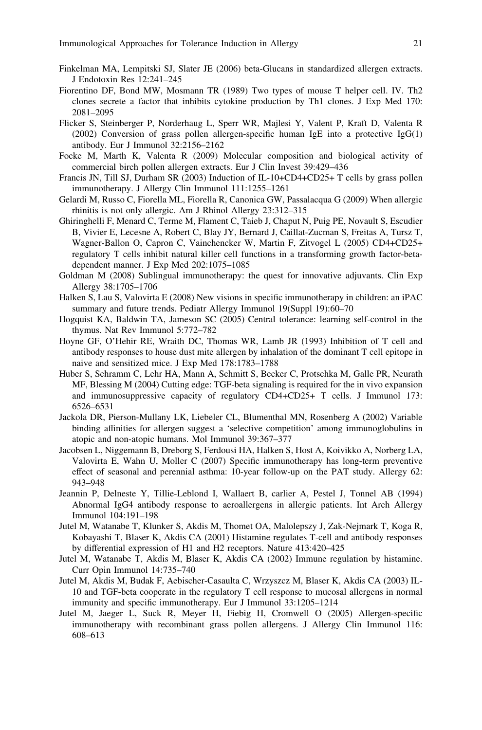Finkelman MA, Lempitski SJ, Slater JE (2006) beta-Glucans in standardized allergen extracts. J Endotoxin Res 12:241–245

Fiorentino DF, Bond MW, Mosmann TR (1989) Two types of mouse T helper cell. IV. Th2 clones secrete a factor that inhibits cytokine production by Th1 clones. J Exp Med 170: 2081–2095

Flicker S, Steinberger P, Norderhaug L, Sperr WR, Majlesi Y, Valent P, Kraft D, Valenta R (2002) Conversion of grass pollen allergen-specific human IgE into a protective IgG(1) antibody. Eur J Immunol 32:2156–2162

Focke M, Marth K, Valenta R (2009) Molecular composition and biological activity of commercial birch pollen allergen extracts. Eur J Clin Invest 39:429–436

Francis JN, Till SJ, Durham SR (2003) Induction of IL-10+CD4+CD25+ T cells by grass pollen immunotherapy. J Allergy Clin Immunol 111:1255–1261

Gelardi M, Russo C, Fiorella ML, Fiorella R, Canonica GW, Passalacqua G (2009) When allergic rhinitis is not only allergic. Am J Rhinol Allergy 23:312–315

Ghiringhelli F, Menard C, Terme M, Flament C, Taieb J, Chaput N, Puig PE, Novault S, Escudier B, Vivier E, Lecesne A, Robert C, Blay JY, Bernard J, Caillat-Zucman S, Freitas A, Tursz T, Wagner-Ballon O, Capron C, Vainchencker W, Martin F, Zitvogel L (2005) CD4+CD25+ regulatory T cells inhibit natural killer cell functions in a transforming growth factor-beta-dependent manner. J Exp Med 202:1075–1085

Goldman M (2008) Sublingual immunotherapy: the quest for innovative adjuvants. Clin Exp Allergy 38:1705–1706

Halken S, Lau S, Valovirta E (2008) New visions in specific immunotherapy in children: an iPAC summary and future trends. Pediatr Allergy Immunol 19(Suppl 19):60–70

Hogquist KA, Baldwin TA, Jameson SC (2005) Central tolerance: learning self-control in the thymus. Nat Rev Immunol 5:772–782

Hoyne GF, O'Hehir RE, Wraith DC, Thomas WR, Lamb JR (1993) Inhibition of T cell and antibody responses to house dust mite allergen by inhalation of the dominant T cell epitope in naive and sensitized mice. J Exp Med 178:1783–1788

Huber S, Schramm C, Lehr HA, Mann A, Schmitt S, Becker C, Protschka M, Galle PR, Neurath MF, Blessing M (2004) Cutting edge: TGF-beta signaling is required for the in vivo expansion and immunosuppressive capacity of regulatory CD4+CD25+ T cells. J Immunol 173: 6526–6531

Jackola DR, Pierson-Mullany LK, Liebeler CL, Blumenthal MN, Rosenberg A (2002) Variable binding affinities for allergen suggest a 'selective competition' among immunoglobulins in atopic and non-atopic humans. Mol Immunol 39:367–377

Jacobsen L, Niggemann B, Dreborg S, Ferdousi HA, Halken S, Host A, Koivikko A, Norberg LA, Valovirta E, Wahn U, Moller C (2007) Specific immunotherapy has long-term preventive effect of seasonal and perennial asthma: 10-year follow-up on the PAT study. Allergy 62: 943–948

Jeannin P, Delneste Y, Tillie-Leblond I, Wallaert B, carlier A, Pestel J, Tonnel AB (1994) Abnormal IgG4 antibody response to aeroallergens in allergic patients. Int Arch Allergy Immunol 104:191–198

Jutel M, Watanabe T, Klunker S, Akdis M, Thomet OA, Malolepszy J, Zak-Nejmark T, Koga R, Kobayashi T, Blaser K, Akdis CA (2001) Histamine regulates T-cell and antibody responses by differential expression of H1 and H2 receptors. Nature 413:420–425

Jutel M, Watanabe T, Akdis M, Blaser K, Akdis CA (2002) Immune regulation by histamine. Curr Opin Immunol 14:735–740

Jutel M, Akdis M, Budak F, Aebischer-Casaulta C, Wrzyszcz M, Blaser K, Akdis CA (2003) IL-10 and TGF-beta cooperate in the regulatory T cell response to mucosal allergens in normal immunity and specific immunotherapy. Eur J Immunol 33:1205–1214

Jutel M, Jaeger L, Suck R, Meyer H, Fiebig H, Cromwell O (2005) Allergen-specific immunotherapy with recombinant grass pollen allergens. J Allergy Clin Immunol 116: 608–613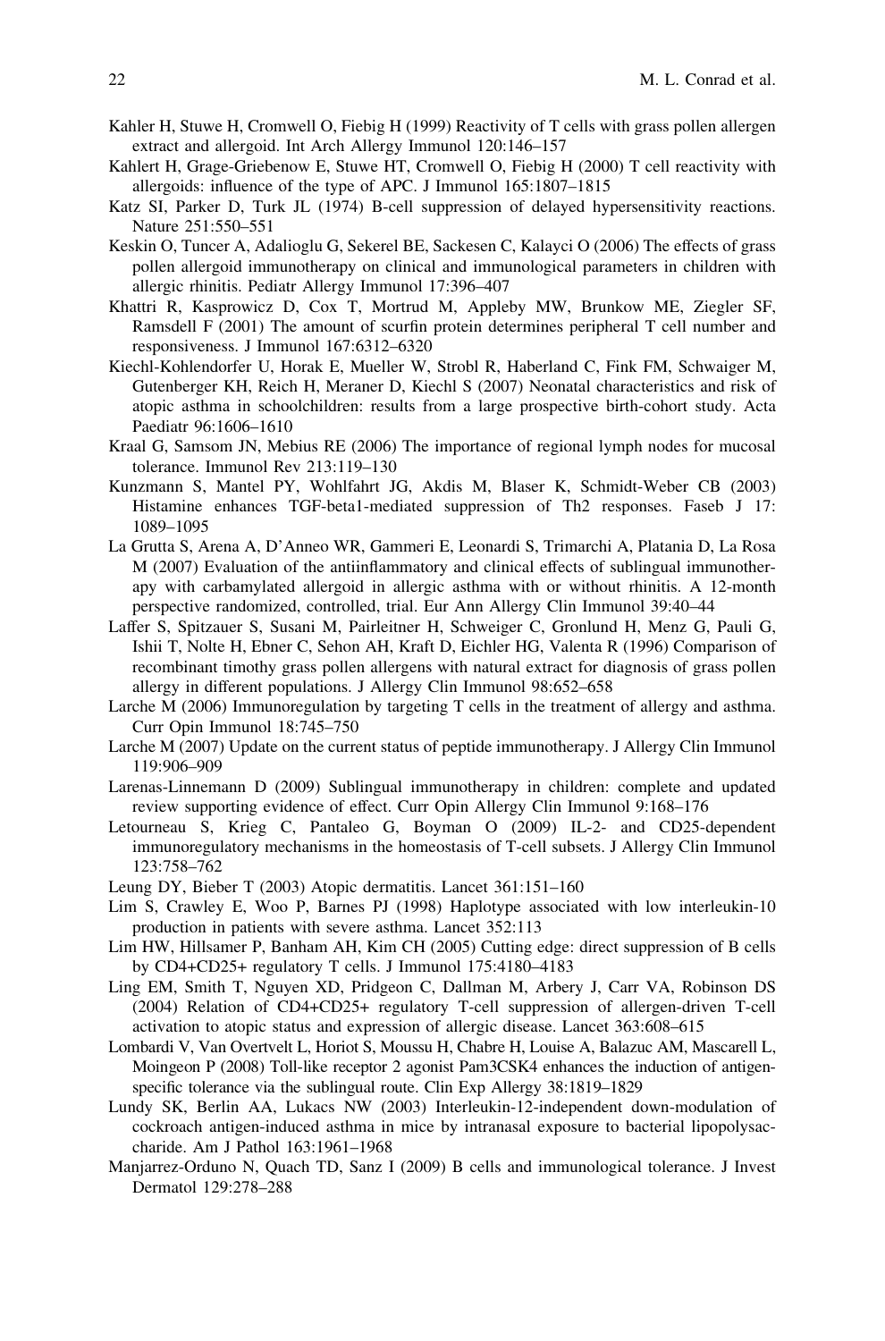Kahler H, Stuwe H, Cromwell O, Fiebig H (1999) Reactivity of T cells with grass pollen allergen extract and allergoid. Int Arch Allergy Immunol 120:146–157

Kahlert H, Grage-Griebenow E, Stuwe HT, Cromwell O, Fiebig H (2000) T cell reactivity with allergoids: influence of the type of APC. J Immunol 165:1807–1815

Katz SI, Parker D, Turk JL (1974) B-cell suppression of delayed hypersensitivity reactions. Nature 251:550–551

Keskin O, Tuncer A, Adalioglu G, Sekerel BE, Sackesen C, Kalayci O (2006) The effects of grass pollen allergoid immunotherapy on clinical and immunological parameters in children with allergic rhinitis. Pediatr Allergy Immunol 17:396–407

Khattri R, Kasprowicz D, Cox T, Mortrud M, Appleby MW, Brunkow ME, Ziegler SF, Ramsdell F (2001) The amount of scurfin protein determines peripheral T cell number and responsiveness. J Immunol 167:6312–6320

Kiechl-Kohlendorfer U, Horak E, Mueller W, Strobl R, Haberland C, Fink FM, Schwaiger M, Gutenberger KH, Reich H, Meraner D, Kiechl S (2007) Neonatal characteristics and risk of atopic asthma in schoolchildren: results from a large prospective birth-cohort study. Acta Paediatr 96:1606–1610

Kraal G, Samsom JN, Mebius RE (2006) The importance of regional lymph nodes for mucosal tolerance. Immunol Rev 213:119–130

Kunzmann S, Mantel PY, Wohlfahrt JG, Akdis M, Blaser K, Schmidt-Weber CB (2003) Histamine enhances TGF-beta1-mediated suppression of Th2 responses. Faseb J 17: 1089–1095

La Grutta S, Arena A, D'Anneo WR, Gammeri E, Leonardi S, Trimarchi A, Platania D, La Rosa M (2007) Evaluation of the antiinflammatory and clinical effects of sublingual immunotherapy with carbamylated allergoid in allergic asthma with or without rhinitis. A 12-month perspective randomized, controlled, trial. Eur Ann Allergy Clin Immunol 39:40–44

Laffer S, Spitzauer S, Susani M, Pairleitner H, Schweiger C, Gronlund H, Menz G, Pauli G, Ishii T, Nolte H, Ebner C, Sehon AH, Kraft D, Eichler HG, Valenta R (1996) Comparison of recombinant timothy grass pollen allergens with natural extract for diagnosis of grass pollen allergy in different populations. J Allergy Clin Immunol 98:652–658

Larche M (2006) Immunoregulation by targeting T cells in the treatment of allergy and asthma. Curr Opin Immunol 18:745–750

Larche M (2007) Update on the current status of peptide immunotherapy. J Allergy Clin Immunol 119:906–909

Larenas-Linnemann D (2009) Sublingual immunotherapy in children: complete and updated review supporting evidence of effect. Curr Opin Allergy Clin Immunol 9:168–176

Letourneau S, Krieg C, Pantaleo G, Boyman O (2009) IL-2- and CD25-dependent immunoregulatory mechanisms in the homeostasis of T-cell subsets. J Allergy Clin Immunol 123:758–762

Leung DY, Bieber T (2003) Atopic dermatitis. Lancet 361:151–160

Lim S, Crawley E, Woo P, Barnes PJ (1998) Haplotype associated with low interleukin-10 production in patients with severe asthma. Lancet 352:113

Lim HW, Hillsamer P, Banham AH, Kim CH (2005) Cutting edge: direct suppression of B cells by CD4+CD25+ regulatory T cells. J Immunol 175:4180–4183

Ling EM, Smith T, Nguyen XD, Pridgeon C, Dallman M, Arbery J, Carr VA, Robinson DS (2004) Relation of CD4+CD25+ regulatory T-cell suppression of allergen-driven T-cell activation to atopic status and expression of allergic disease. Lancet 363:608–615

Lombardi V, Van Overtvelt L, Horiot S, Moussu H, Chabre H, Louise A, Balazuc AM, Mascarell L, Moingeon P (2008) Toll-like receptor 2 agonist Pam3CSK4 enhances the induction of antigen-specific tolerance via the sublingual route. Clin Exp Allergy 38:1819–1829

Lundy SK, Berlin AA, Lukacs NW (2003) Interleukin-12-independent down-modulation of cockroach antigen-induced asthma in mice by intranasal exposure to bacterial lipopolysaccharide. Am J Pathol 163:1961–1968

Manjarrez-Orduno N, Quach TD, Sanz I (2009) B cells and immunological tolerance. J Invest Dermatol 129:278–288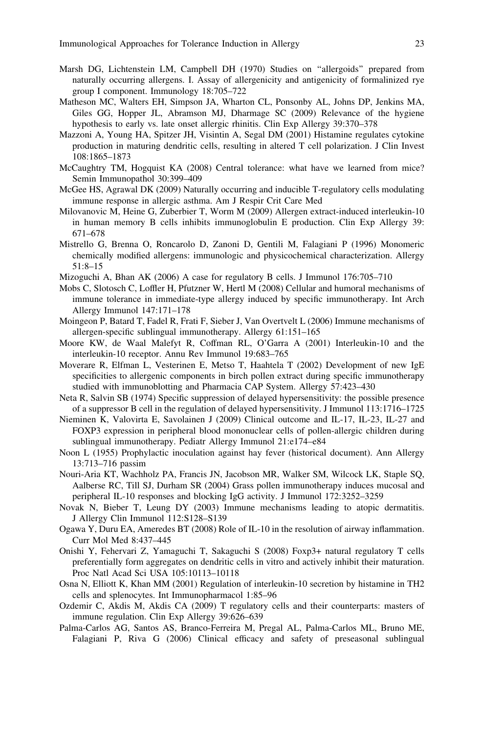Marsh DG, Lichtenstein LM, Campbell DH (1970) Studies on "allergoids" prepared from naturally occurring allergens. I. Assay of allergenicity and antigenicity of formalinized rye group I component. Immunology 18:705–722

Matheson MC, Walters EH, Simpson JA, Wharton CL, Ponsonby AL, Johns DP, Jenkins MA, Giles GG, Hopper JL, Abramson MJ, Dharmage SC (2009) Relevance of the hygiene hypothesis to early vs. late onset allergic rhinitis. Clin Exp Allergy 39:370–378

Mazzoni A, Young HA, Spitzer JH, Visintin A, Segal DM (2001) Histamine regulates cytokine production in maturing dendritic cells, resulting in altered T cell polarization. J Clin Invest 108:1865–1873

McCaughtry TM, Hogquist KA (2008) Central tolerance: what have we learned from mice? Semin Immunopathol 30:399–409

McGee HS, Agrawal DK (2009) Naturally occurring and inducible T-regulatory cells modulating immune response in allergic asthma. Am J Respir Crit Care Med

Milovanovic M, Heine G, Zuberbier T, Worm M (2009) Allergen extract-induced interleukin-10 in human memory B cells inhibits immunoglobulin E production. Clin Exp Allergy 39: 671–678

Mistrello G, Brenna O, Roncarolo D, Zanoni D, Gentili M, Falagiani P (1996) Monomeric chemically modified allergens: immunologic and physicochemical characterization. Allergy 51:8–15

Mizoguchi A, Bhan AK (2006) A case for regulatory B cells. J Immunol 176:705–710

Mobs C, Slotosch C, Loffler H, Pfutzner W, Hertl M (2008) Cellular and humoral mechanisms of immune tolerance in immediate-type allergy induced by specific immunotherapy. Int Arch Allergy Immunol 147:171–178

Moingeon P, Batard T, Fadel R, Frati F, Sieber J, Van Overtvelt L (2006) Immune mechanisms of allergen-specific sublingual immunotherapy. Allergy 61:151–165

Moore KW, de Waal Malefyt R, Coffman RL, O'Garra A (2001) Interleukin-10 and the interleukin-10 receptor. Annu Rev Immunol 19:683–765

Moverare R, Elfman L, Vesterinen E, Metso T, Haahtela T (2002) Development of new IgE specificities to allergenic components in birch pollen extract during specific immunotherapy studied with immunoblotting and Pharmacia CAP System. Allergy 57:423–430

Neta R, Salvin SB (1974) Specific suppression of delayed hypersensitivity: the possible presence of a suppressor B cell in the regulation of delayed hypersensitivity. J Immunol 113:1716–1725

Nieminen K, Valovirta E, Savolainen J (2009) Clinical outcome and IL-17, IL-23, IL-27 and FOXP3 expression in peripheral blood mononuclear cells of pollen-allergic children during sublingual immunotherapy. Pediatr Allergy Immunol 21:e174–e84

Noon L (1955) Prophylactic inoculation against hay fever (historical document). Ann Allergy 13:713–716 passim

Nouri-Aria KT, Wachholz PA, Francis JN, Jacobson MR, Walker SM, Wilcock LK, Staple SQ, Aalberse RC, Till SJ, Durham SR (2004) Grass pollen immunotherapy induces mucosal and peripheral IL-10 responses and blocking IgG activity. J Immunol 172:3252–3259

Novak N, Bieber T, Leung DY (2003) Immune mechanisms leading to atopic dermatitis. J Allergy Clin Immunol 112:S128–S139

Ogawa Y, Duru EA, Ameredes BT (2008) Role of IL-10 in the resolution of airway inflammation. Curr Mol Med 8:437–445

Onishi Y, Fehervari Z, Yamaguchi T, Sakaguchi S (2008) Foxp3+ natural regulatory T cells preferentially form aggregates on dendritic cells in vitro and actively inhibit their maturation. Proc Natl Acad Sci USA 105:10113–10118

Osna N, Elliott K, Khan MM (2001) Regulation of interleukin-10 secretion by histamine in TH2 cells and splenocytes. Int Immunopharmacol 1:85–96

Ozdemir C, Akdis M, Akdis CA (2009) T regulatory cells and their counterparts: masters of immune regulation. Clin Exp Allergy 39:626–639

Palma-Carlos AG, Santos AS, Branco-Ferreira M, Pregal AL, Palma-Carlos ML, Bruno ME, Falagiani P, Riva G (2006) Clinical efficacy and safety of preseasonal sublingual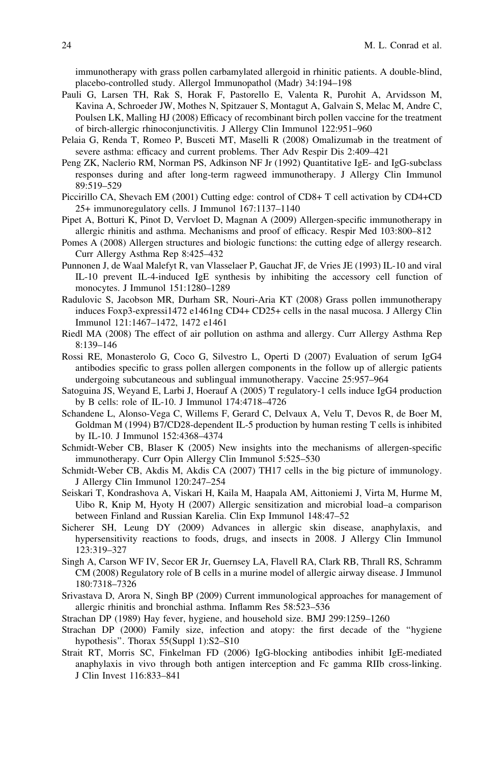immunotherapy with grass pollen carbamylated allergoid in rhinitic patients. A double-blind, placebo-controlled study. Allergol Immunopathol (Madr) 34:194–198

Pauli G, Larsen TH, Rak S, Horak F, Pastorello E, Valenta R, Purohit A, Arvidsson M, Kavina A, Schroeder JW, Mothes N, Spitzauer S, Montagut A, Galvain S, Melac M, Andre C, Poulsen LK, Malling HJ (2008) Efficacy of recombinant birch pollen vaccine for the treatment of birch-allergic rhinoconjunctivitis. J Allergy Clin Immunol 122:951–960

Pelaia G, Renda T, Romeo P, Busceti MT, Maselli R (2008) Omalizumab in the treatment of severe asthma: efficacy and current problems. Ther Adv Respir Dis 2:409–421

Peng ZK, Naclerio RM, Norman PS, Adkinson NF Jr (1992) Quantitative IgE- and IgG-subclass responses during and after long-term ragweed immunotherapy. J Allergy Clin Immunol 89:519–529

Piccirillo CA, Shevach EM (2001) Cutting edge: control of CD8+ T cell activation by CD4+CD 25+ immunoregulatory cells. J Immunol 167:1137–1140

Pipet A, Botturi K, Pinot D, Vervloet D, Magnan A (2009) Allergen-specific immunotherapy in allergic rhinitis and asthma. Mechanisms and proof of efficacy. Respir Med 103:800–812

Pomes A (2008) Allergen structures and biologic functions: the cutting edge of allergy research. Curr Allergy Asthma Rep 8:425–432

Punnonen J, de Waal Malefyt R, van Vlasselaer P, Gauchat JF, de Vries JE (1993) IL-10 and viral IL-10 prevent IL-4-induced IgE synthesis by inhibiting the accessory cell function of monocytes. J Immunol 151:1280–1289

Radulovic S, Jacobson MR, Durham SR, Nouri-Aria KT (2008) Grass pollen immunotherapy induces Foxp3-expressi1472 e1461ng CD4+ CD25+ cells in the nasal mucosa. J Allergy Clin Immunol 121:1467–1472, 1472 e1461

Riedl MA (2008) The effect of air pollution on asthma and allergy. Curr Allergy Asthma Rep 8:139–146

Rossi RE, Monasterolo G, Coco G, Silvestro L, Operti D (2007) Evaluation of serum IgG4 antibodies specific to grass pollen allergen components in the follow up of allergic patients undergoing subcutaneous and sublingual immunotherapy. Vaccine 25:957–964

Satoguina JS, Weyand E, Larbi J, Hoerauf A (2005) T regulatory-1 cells induce IgG4 production by B cells: role of IL-10. J Immunol 174:4718–4726

Schandene L, Alonso-Vega C, Willems F, Gerard C, Delvaux A, Velu T, Devos R, de Boer M, Goldman M (1994) B7/CD28-dependent IL-5 production by human resting T cells is inhibited by IL-10. J Immunol 152:4368–4374

Schmidt-Weber CB, Blaser K (2005) New insights into the mechanisms of allergen-specific immunotherapy. Curr Opin Allergy Clin Immunol 5:525–530

Schmidt-Weber CB, Akdis M, Akdis CA (2007) TH17 cells in the big picture of immunology. J Allergy Clin Immunol 120:247–254

Seiskari T, Kondrashova A, Viskari H, Kaila M, Haapala AM, Aittoniemi J, Virta M, Hurme M, Uibo R, Knip M, Hyoty H (2007) Allergic sensitization and microbial load–a comparison between Finland and Russian Karelia. Clin Exp Immunol 148:47–52

Sicherer SH, Leung DY (2009) Advances in allergic skin disease, anaphylaxis, and hypersensitivity reactions to foods, drugs, and insects in 2008. J Allergy Clin Immunol 123:319–327

Singh A, Carson WF IV, Secor ER Jr, Guernsey LA, Flavell RA, Clark RB, Thrall RS, Schramm CM (2008) Regulatory role of B cells in a murine model of allergic airway disease. J Immunol 180:7318–7326

Srivastava D, Arora N, Singh BP (2009) Current immunological approaches for management of allergic rhinitis and bronchial asthma. Inflamm Res 58:523–536

Strachan DP (1989) Hay fever, hygiene, and household size. BMJ 299:1259–1260

Strachan DP (2000) Family size, infection and atopy: the first decade of the "hygiene hypothesis". Thorax 55(Suppl 1):S2–S10

Strait RT, Morris SC, Finkelman FD (2006) IgG-blocking antibodies inhibit IgE-mediated anaphylaxis in vivo through both antigen interception and Fc gamma RIIb cross-linking. J Clin Invest 116:833–841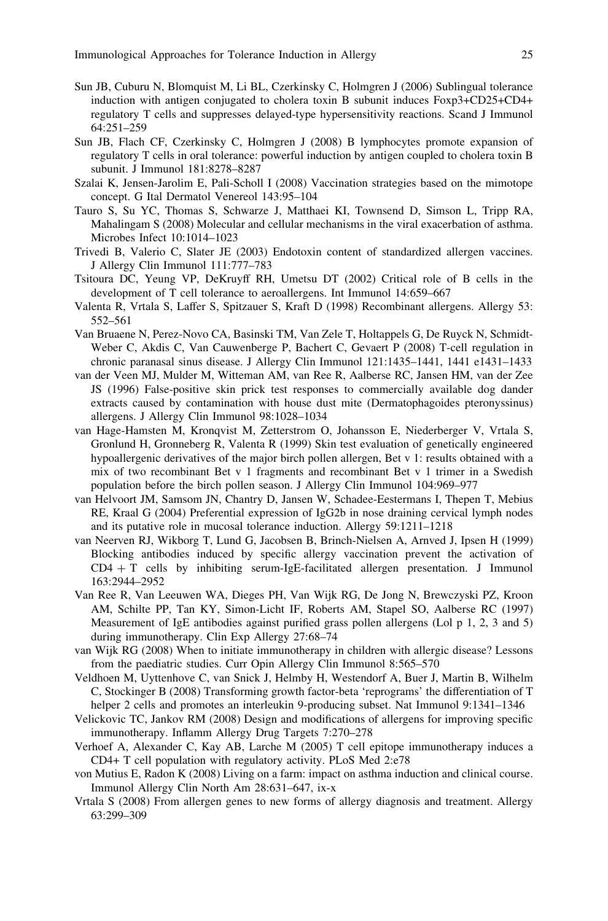Sun JB, Cuburu N, Blomquist M, Li BL, Czerkinsky C, Holmgren J (2006) Sublingual tolerance induction with antigen conjugated to cholera toxin B subunit induces Foxp3+CD25+CD4+ regulatory T cells and suppresses delayed-type hypersensitivity reactions. Scand J Immunol 64:251–259

Sun JB, Flach CF, Czerkinsky C, Holmgren J (2008) B lymphocytes promote expansion of regulatory T cells in oral tolerance: powerful induction by antigen coupled to cholera toxin B subunit. J Immunol 181:8278–8287

Szalai K, Jensen-Jarolim E, Pali-Scholl I (2008) Vaccination strategies based on the mimotope concept. G Ital Dermatol Venereol 143:95–104

Tauro S, Su YC, Thomas S, Schwarze J, Matthaei KI, Townsend D, Simson L, Tripp RA, Mahalingam S (2008) Molecular and cellular mechanisms in the viral exacerbation of asthma. Microbes Infect 10:1014–1023

Trivedi B, Valerio C, Slater JE (2003) Endotoxin content of standardized allergen vaccines. J Allergy Clin Immunol 111:777–783

Tsitoura DC, Yeung VP, DeKruyff RH, Umetsu DT (2002) Critical role of B cells in the development of T cell tolerance to aeroallergens. Int Immunol 14:659–667

Valenta R, Vrtala S, Laffer S, Spitzauer S, Kraft D (1998) Recombinant allergens. Allergy 53: 552–561

Van Bruaene N, Perez-Novo CA, Basinski TM, Van Zele T, Holtappels G, De Ruyck N, Schmidt-Weber C, Akdis C, Van Cauwenberge P, Bachert C, Gevaert P (2008) T-cell regulation in chronic paranasal sinus disease. J Allergy Clin Immunol 121:1435–1441, 1441 e1431–1433

van der Veen MJ, Mulder M, Witteman AM, van Ree R, Aalberse RC, Jansen HM, van der Zee JS (1996) False-positive skin prick test responses to commercially available dog dander extracts caused by contamination with house dust mite (Dermatophagoides pteronyssinus) allergens. J Allergy Clin Immunol 98:1028–1034

van Hage-Hamsten M, Kronqvist M, Zetterstrom O, Johansson E, Niederberger V, Vrtala S, Gronlund H, Gronneberg R, Valenta R (1999) Skin test evaluation of genetically engineered hypoallergenic derivatives of the major birch pollen allergen, Bet v 1: results obtained with a mix of two recombinant Bet v 1 fragments and recombinant Bet v 1 trimer in a Swedish population before the birch pollen season. J Allergy Clin Immunol 104:969–977

van Helvoort JM, Samsom JN, Chantry D, Jansen W, Schadee-Eestermans I, Thepen T, Mebius RE, Kraal G (2004) Preferential expression of IgG2b in nose draining cervical lymph nodes and its putative role in mucosal tolerance induction. Allergy 59:1211–1218

van Neerven RJ, Wikborg T, Lund G, Jacobsen B, Brinch-Nielsen A, Arnved J, Ipsen H (1999) Blocking antibodies induced by specific allergy vaccination prevent the activation of CD4 + T cells by inhibiting serum-IgE-facilitated allergen presentation. J Immunol 163:2944–2952

Van Ree R, Van Leeuwen WA, Dieges PH, Van Wijk RG, De Jong N, Brewczyski PZ, Kroon AM, Schilte PP, Tan KY, Simon-Licht IF, Roberts AM, Stapel SO, Aalberse RC (1997) Measurement of IgE antibodies against purified grass pollen allergens (Lol p 1, 2, 3 and 5) during immunotherapy. Clin Exp Allergy 27:68–74

van Wijk RG (2008) When to initiate immunotherapy in children with allergic disease? Lessons from the paediatric studies. Curr Opin Allergy Clin Immunol 8:565–570

Veldhoen M, Uyttenhove C, van Snick J, Helmby H, Westendorf A, Buer J, Martin B, Wilhelm C, Stockinger B (2008) Transforming growth factor-beta 'reprograms' the differentiation of T helper 2 cells and promotes an interleukin 9-producing subset. Nat Immunol 9:1341–1346

Velickovic TC, Jankov RM (2008) Design and modifications of allergens for improving specific immunotherapy. Inflamm Allergy Drug Targets 7:270–278

Verhoef A, Alexander C, Kay AB, Larche M (2005) T cell epitope immunotherapy induces a CD4+ T cell population with regulatory activity. PLoS Med 2:e78

von Mutius E, Radon K (2008) Living on a farm: impact on asthma induction and clinical course. Immunol Allergy Clin North Am 28:631–647, ix-x

Vrtala S (2008) From allergen genes to new forms of allergy diagnosis and treatment. Allergy 63:299–309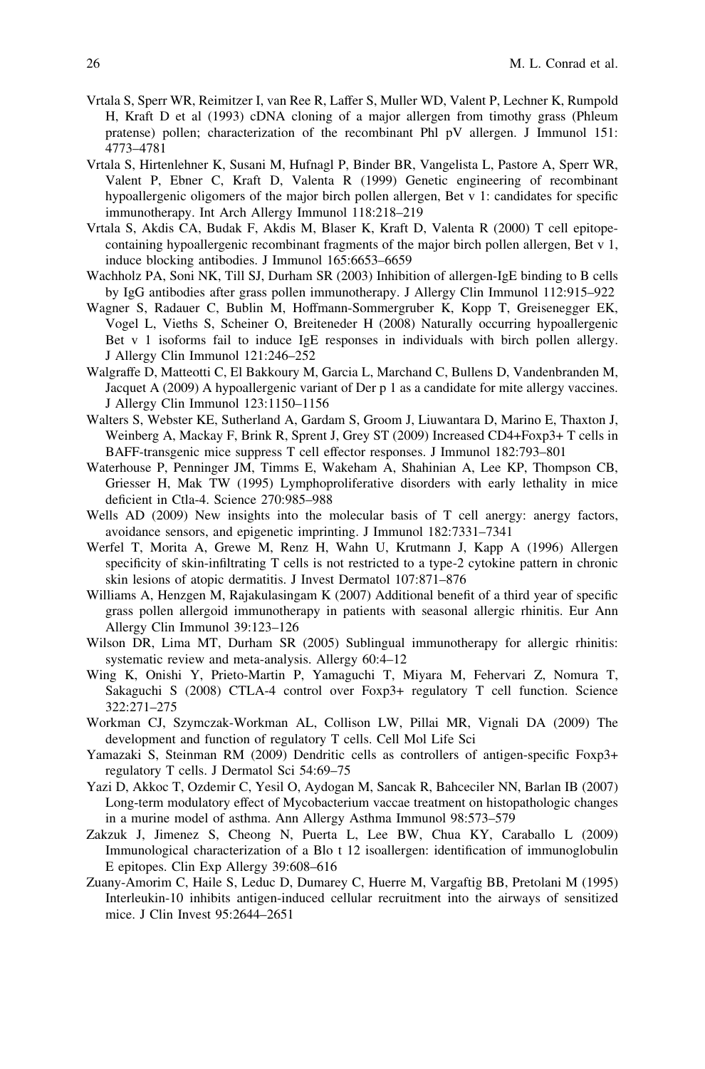Vrtala S, Sperr WR, Reimitzer I, van Ree R, Laffer S, Muller WD, Valent P, Lechner K, Rumpold H, Kraft D et al (1993) cDNA cloning of a major allergen from timothy grass (Phleum pratense) pollen; characterization of the recombinant Phl pV allergen. J Immunol 151: 4773–4781

Vrtala S, Hirtenlehner K, Susani M, Hufnagl P, Binder BR, Vangelista L, Pastore A, Sperr WR, Valent P, Ebner C, Kraft D, Valenta R (1999) Genetic engineering of recombinant hypoallergenic oligomers of the major birch pollen allergen, Bet v 1: candidates for specific immunotherapy. Int Arch Allergy Immunol 118:218–219

Vrtala S, Akdis CA, Budak F, Akdis M, Blaser K, Kraft D, Valenta R (2000) T cell epitope-containing hypoallergenic recombinant fragments of the major birch pollen allergen, Bet v 1, induce blocking antibodies. J Immunol 165:6653–6659

Wachholz PA, Soni NK, Till SJ, Durham SR (2003) Inhibition of allergen-IgE binding to B cells by IgG antibodies after grass pollen immunotherapy. J Allergy Clin Immunol 112:915–922

Wagner S, Radauer C, Bublin M, Hoffmann-Sommergruber K, Kopp T, Greisenegger EK, Vogel L, Vieths S, Scheiner O, Breiteneder H (2008) Naturally occurring hypoallergenic Bet v 1 isoforms fail to induce IgE responses in individuals with birch pollen allergy. J Allergy Clin Immunol 121:246–252

Walgraffe D, Matteotti C, El Bakkoury M, Garcia L, Marchand C, Bullens D, Vandenbranden M, Jacquet A (2009) A hypoallergenic variant of Der p 1 as a candidate for mite allergy vaccines. J Allergy Clin Immunol 123:1150–1156

Walters S, Webster KE, Sutherland A, Gardam S, Groom J, Liuwantara D, Marino E, Thaxton J, Weinberg A, Mackay F, Brink R, Sprent J, Grey ST (2009) Increased CD4+Foxp3+ T cells in BAFF-transgenic mice suppress T cell effector responses. J Immunol 182:793–801

Waterhouse P, Penninger JM, Timms E, Wakeham A, Shahinian A, Lee KP, Thompson CB, Griesser H, Mak TW (1995) Lymphoproliferative disorders with early lethality in mice deficient in Ctla-4. Science 270:985–988

Wells AD (2009) New insights into the molecular basis of T cell anergy: anergy factors, avoidance sensors, and epigenetic imprinting. J Immunol 182:7331–7341

Werfel T, Morita A, Grewe M, Renz H, Wahn U, Krutmann J, Kapp A (1996) Allergen specificity of skin-infiltrating T cells is not restricted to a type-2 cytokine pattern in chronic skin lesions of atopic dermatitis. J Invest Dermatol 107:871–876

Williams A, Henzgen M, Rajakulasingam K (2007) Additional benefit of a third year of specific grass pollen allergoid immunotherapy in patients with seasonal allergic rhinitis. Eur Ann Allergy Clin Immunol 39:123–126

Wilson DR, Lima MT, Durham SR (2005) Sublingual immunotherapy for allergic rhinitis: systematic review and meta-analysis. Allergy 60:4–12

Wing K, Onishi Y, Prieto-Martin P, Yamaguchi T, Miyara M, Fehervari Z, Nomura T, Sakaguchi S (2008) CTLA-4 control over Foxp3+ regulatory T cell function. Science 322:271–275

Workman CJ, Szymczak-Workman AL, Collison LW, Pillai MR, Vignali DA (2009) The development and function of regulatory T cells. Cell Mol Life Sci

Yamazaki S, Steinman RM (2009) Dendritic cells as controllers of antigen-specific Foxp3+ regulatory T cells. J Dermatol Sci 54:69–75

Yazi D, Akkoc T, Ozdemir C, Yesil O, Aydogan M, Sancak R, Bahceciler NN, Barlan IB (2007) Long-term modulatory effect of Mycobacterium vaccae treatment on histopathologic changes in a murine model of asthma. Ann Allergy Asthma Immunol 98:573–579

Zakzuk J, Jimenez S, Cheong N, Puerta L, Lee BW, Chua KY, Caraballo L (2009) Immunological characterization of a Blo t 12 isoallergen: identification of immunoglobulin E epitopes. Clin Exp Allergy 39:608–616

Zuany-Amorim C, Haile S, Leduc D, Dumarey C, Huerre M, Vargaftig BB, Pretolani M (1995) Interleukin-10 inhibits antigen-induced cellular recruitment into the airways of sensitized mice. J Clin Invest 95:2644–2651